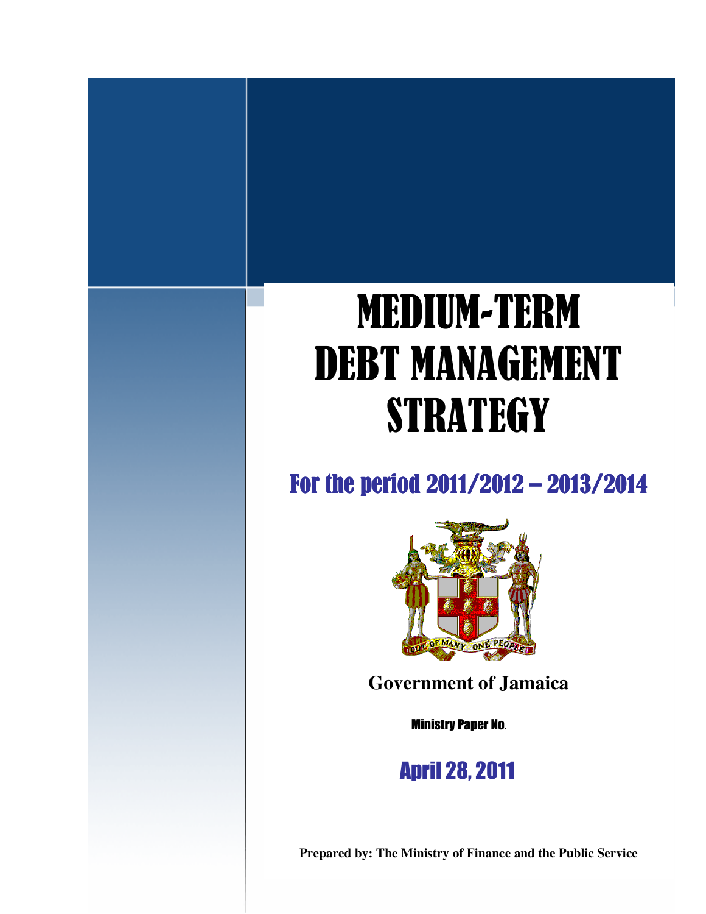# MEDIUM-TERM DEBT MANAGEMENT STRATEGY

## For the period 2011/2012 – 2013/2014

**Government of Jamaica**

Ministry Paper No.

April 28, 2011

**Prepared by: The Ministry of Finance and the Public Service**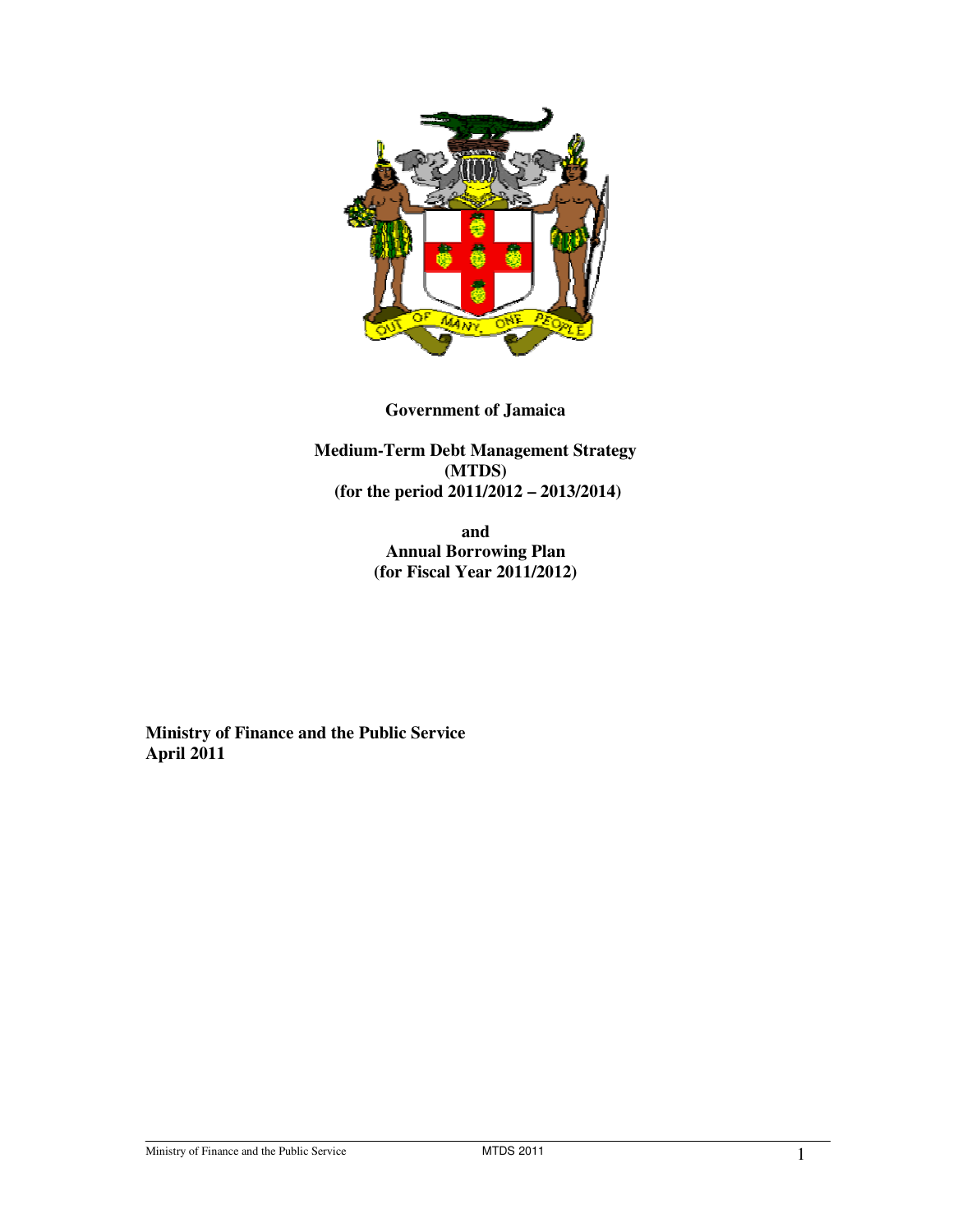**Government of Jamaica**

**Medium-Term Debt Management Strategy (MTDS) (for the period 2011/2012 – 2013/2014)**

**and Annual Borrowing Plan (for Fiscal Year 2011/2012)**

**Ministry of Finance and the Public Service**
**April 2011**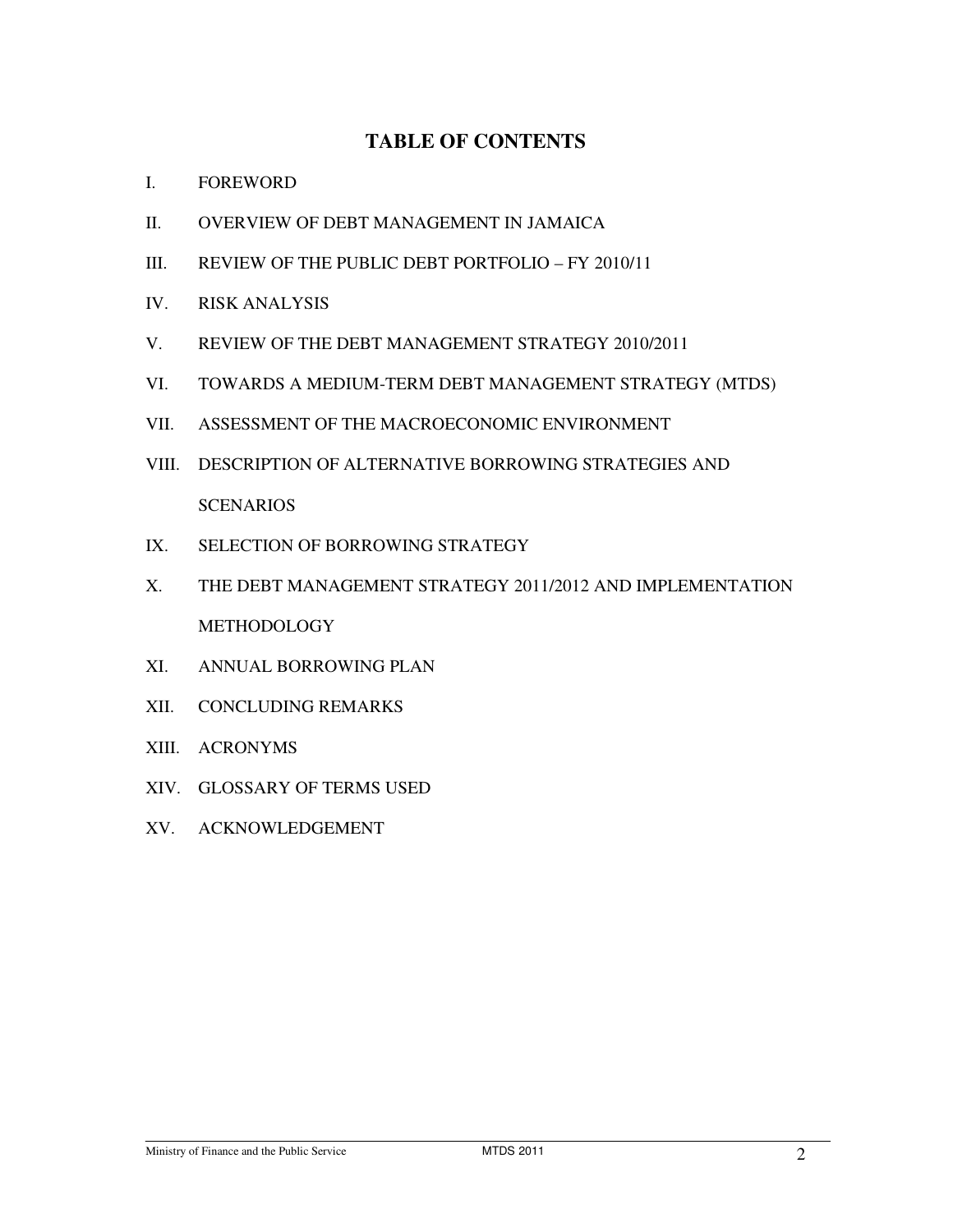# TABLE OF CONTENTS

I. FOREWORD

II. OVERVIEW OF DEBT MANAGEMENT IN JAMAICA

III. REVIEW OF THE PUBLIC DEBT PORTFOLIO – FY 2010/11

IV. RISK ANALYSIS

V. REVIEW OF THE DEBT MANAGEMENT STRATEGY 2010/2011

VI. TOWARDS A MEDIUM-TERM DEBT MANAGEMENT STRATEGY (MTDS)

VII. ASSESSMENT OF THE MACROECONOMIC ENVIRONMENT

VIII. DESCRIPTION OF ALTERNATIVE BORROWING STRATEGIES AND SCENARIOS

IX. SELECTION OF BORROWING STRATEGY

X. THE DEBT MANAGEMENT STRATEGY 2011/2012 AND IMPLEMENTATION METHODOLOGY

XI. ANNUAL BORROWING PLAN

XII. CONCLUDING REMARKS

XIII. ACRONYMS

XIV. GLOSSARY OF TERMS USED

XV. ACKNOWLEDGEMENT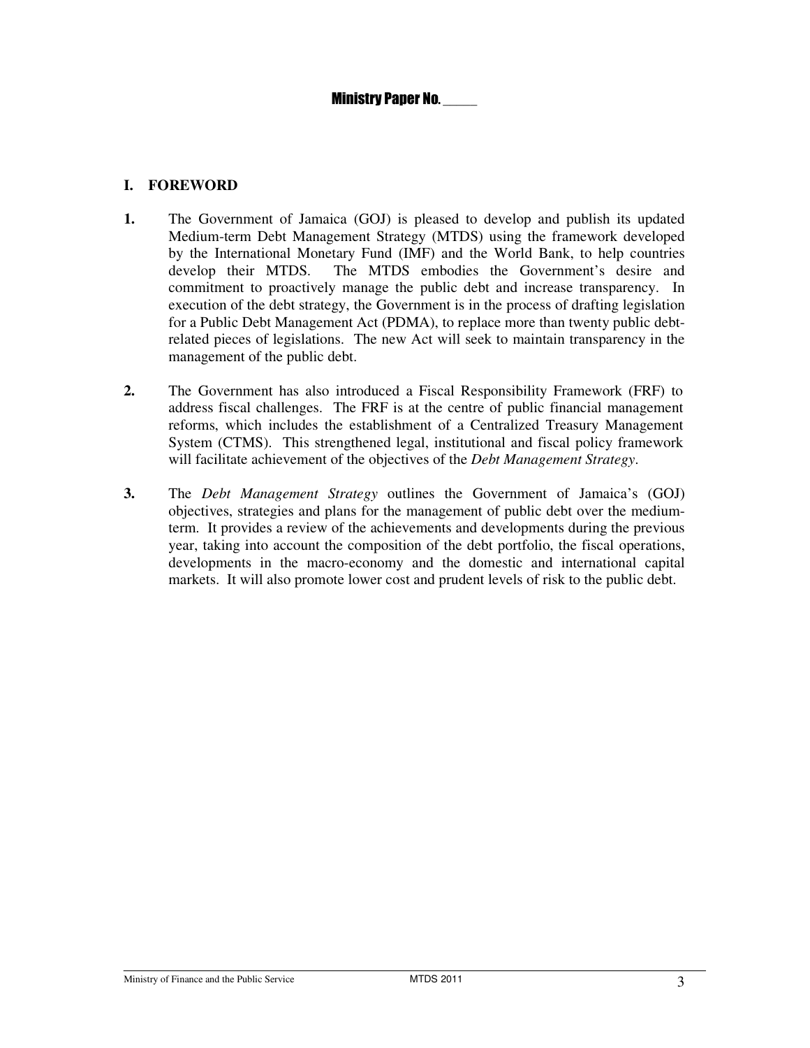Ministry Paper No. _____

## I. FOREWORD

**1.** The Government of Jamaica (GOJ) is pleased to develop and publish its updated Medium-term Debt Management Strategy (MTDS) using the framework developed by the International Monetary Fund (IMF) and the World Bank, to help countries develop their MTDS. The MTDS embodies the Government's desire and commitment to proactively manage the public debt and increase transparency. In execution of the debt strategy, the Government is in the process of drafting legislation for a Public Debt Management Act (PDMA), to replace more than twenty public debt-related pieces of legislations. The new Act will seek to maintain transparency in the management of the public debt.

**2.** The Government has also introduced a Fiscal Responsibility Framework (FRF) to address fiscal challenges. The FRF is at the centre of public financial management reforms, which includes the establishment of a Centralized Treasury Management System (CTMS). This strengthened legal, institutional and fiscal policy framework will facilitate achievement of the objectives of the *Debt Management Strategy*.

**3.** The *Debt Management Strategy* outlines the Government of Jamaica's (GOJ) objectives, strategies and plans for the management of public debt over the medium-term. It provides a review of the achievements and developments during the previous year, taking into account the composition of the debt portfolio, the fiscal operations, developments in the macro-economy and the domestic and international capital markets. It will also promote lower cost and prudent levels of risk to the public debt.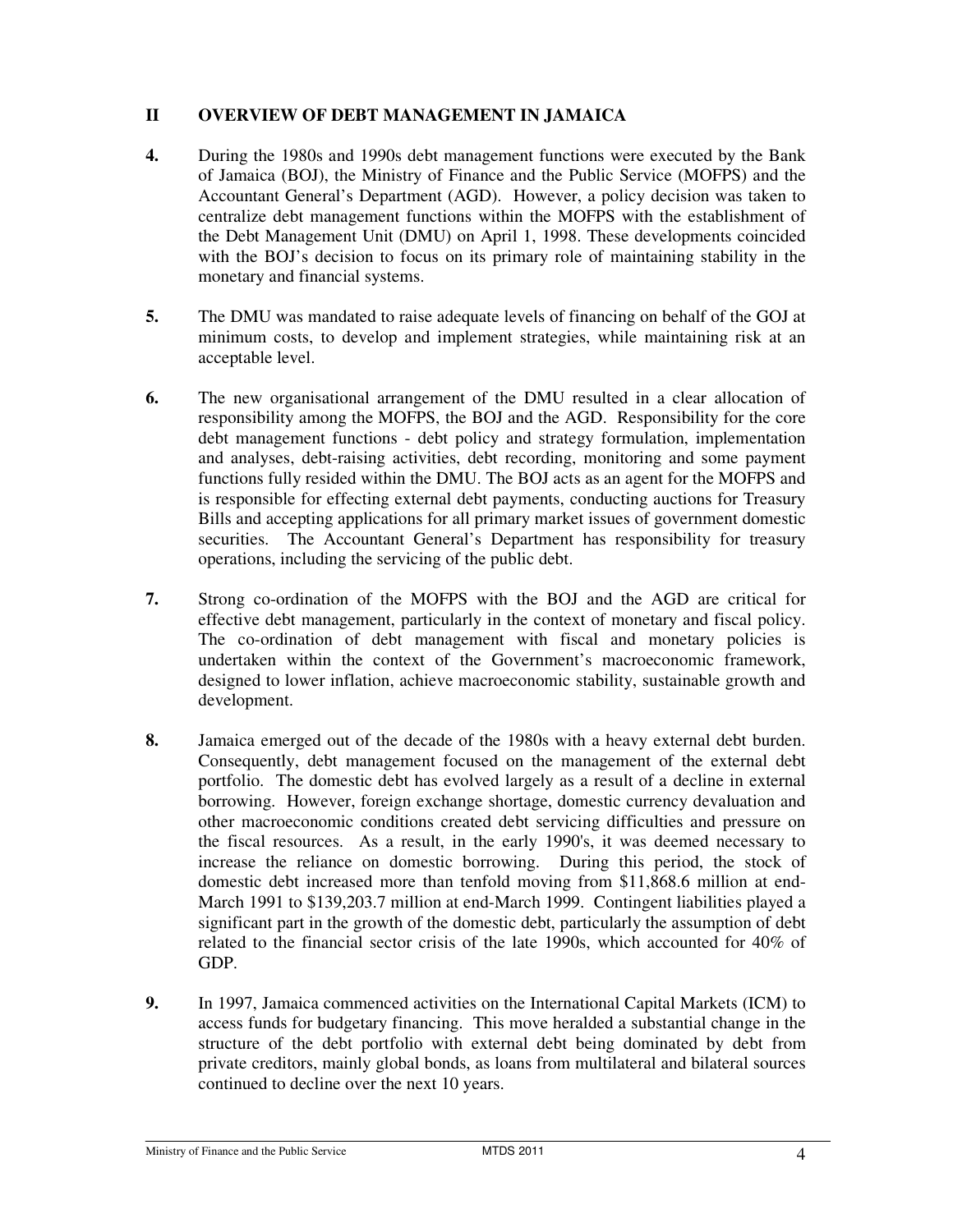## II OVERVIEW OF DEBT MANAGEMENT IN JAMAICA

**4.** During the 1980s and 1990s debt management functions were executed by the Bank of Jamaica (BOJ), the Ministry of Finance and the Public Service (MOFPS) and the Accountant General's Department (AGD). However, a policy decision was taken to centralize debt management functions within the MOFPS with the establishment of the Debt Management Unit (DMU) on April 1, 1998. These developments coincided with the BOJ's decision to focus on its primary role of maintaining stability in the monetary and financial systems.

**5.** The DMU was mandated to raise adequate levels of financing on behalf of the GOJ at minimum costs, to develop and implement strategies, while maintaining risk at an acceptable level.

**6.** The new organisational arrangement of the DMU resulted in a clear allocation of responsibility among the MOFPS, the BOJ and the AGD. Responsibility for the core debt management functions - debt policy and strategy formulation, implementation and analyses, debt-raising activities, debt recording, monitoring and some payment functions fully resided within the DMU. The BOJ acts as an agent for the MOFPS and is responsible for effecting external debt payments, conducting auctions for Treasury Bills and accepting applications for all primary market issues of government domestic securities. The Accountant General's Department has responsibility for treasury operations, including the servicing of the public debt.

**7.** Strong co-ordination of the MOFPS with the BOJ and the AGD are critical for effective debt management, particularly in the context of monetary and fiscal policy. The co-ordination of debt management with fiscal and monetary policies is undertaken within the context of the Government's macroeconomic framework, designed to lower inflation, achieve macroeconomic stability, sustainable growth and development.

**8.** Jamaica emerged out of the decade of the 1980s with a heavy external debt burden. Consequently, debt management focused on the management of the external debt portfolio. The domestic debt has evolved largely as a result of a decline in external borrowing. However, foreign exchange shortage, domestic currency devaluation and other macroeconomic conditions created debt servicing difficulties and pressure on the fiscal resources. As a result, in the early 1990's, it was deemed necessary to increase the reliance on domestic borrowing. During this period, the stock of domestic debt increased more than tenfold moving from $11,868.6 million at end-March 1991 to $139,203.7 million at end-March 1999. Contingent liabilities played a significant part in the growth of the domestic debt, particularly the assumption of debt related to the financial sector crisis of the late 1990s, which accounted for 40% of GDP.

**9.** In 1997, Jamaica commenced activities on the International Capital Markets (ICM) to access funds for budgetary financing. This move heralded a substantial change in the structure of the debt portfolio with external debt being dominated by debt from private creditors, mainly global bonds, as loans from multilateral and bilateral sources continued to decline over the next 10 years.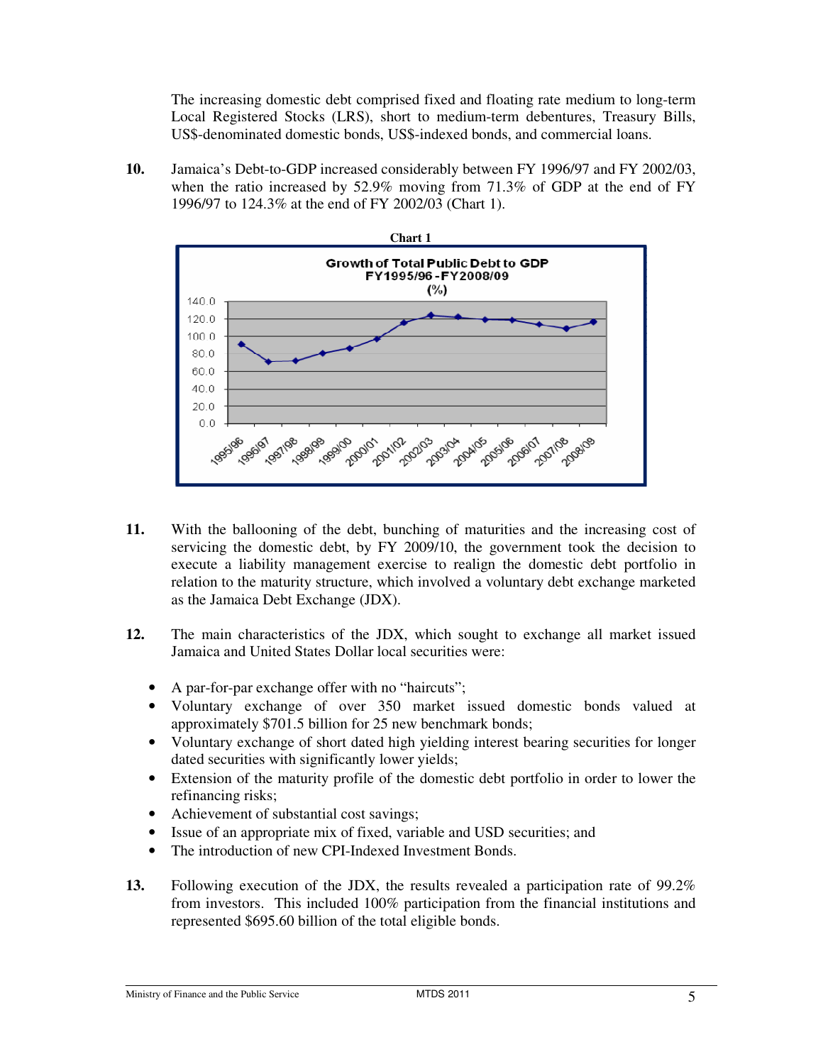The increasing domestic debt comprised fixed and floating rate medium to long-term Local Registered Stocks (LRS), short to medium-term debentures, Treasury Bills, US$-denominated domestic bonds, US$-indexed bonds, and commercial loans.

**10.** Jamaica's Debt-to-GDP increased considerably between FY 1996/97 and FY 2002/03, when the ratio increased by 52.9% moving from 71.3% of GDP at the end of FY 1996/97 to 124.3% at the end of FY 2002/03 (Chart 1).

**Chart 1**

**Growth of Total Public Debt to GDP FY1995/96 - FY2008/09 (%)**

**11.** With the ballooning of the debt, bunching of maturities and the increasing cost of servicing the domestic debt, by FY 2009/10, the government took the decision to execute a liability management exercise to realign the domestic debt portfolio in relation to the maturity structure, which involved a voluntary debt exchange marketed as the Jamaica Debt Exchange (JDX).

**12.** The main characteristics of the JDX, which sought to exchange all market issued Jamaica and United States Dollar local securities were:

- A par-for-par exchange offer with no "haircuts";
- Voluntary exchange of over 350 market issued domestic bonds valued at approximately $701.5 billion for 25 new benchmark bonds;
- Voluntary exchange of short dated high yielding interest bearing securities for longer dated securities with significantly lower yields;
- Extension of the maturity profile of the domestic debt portfolio in order to lower the refinancing risks;
- Achievement of substantial cost savings;
- Issue of an appropriate mix of fixed, variable and USD securities; and
- The introduction of new CPI-Indexed Investment Bonds.

**13.** Following execution of the JDX, the results revealed a participation rate of 99.2% from investors. This included 100% participation from the financial institutions and represented $695.60 billion of the total eligible bonds.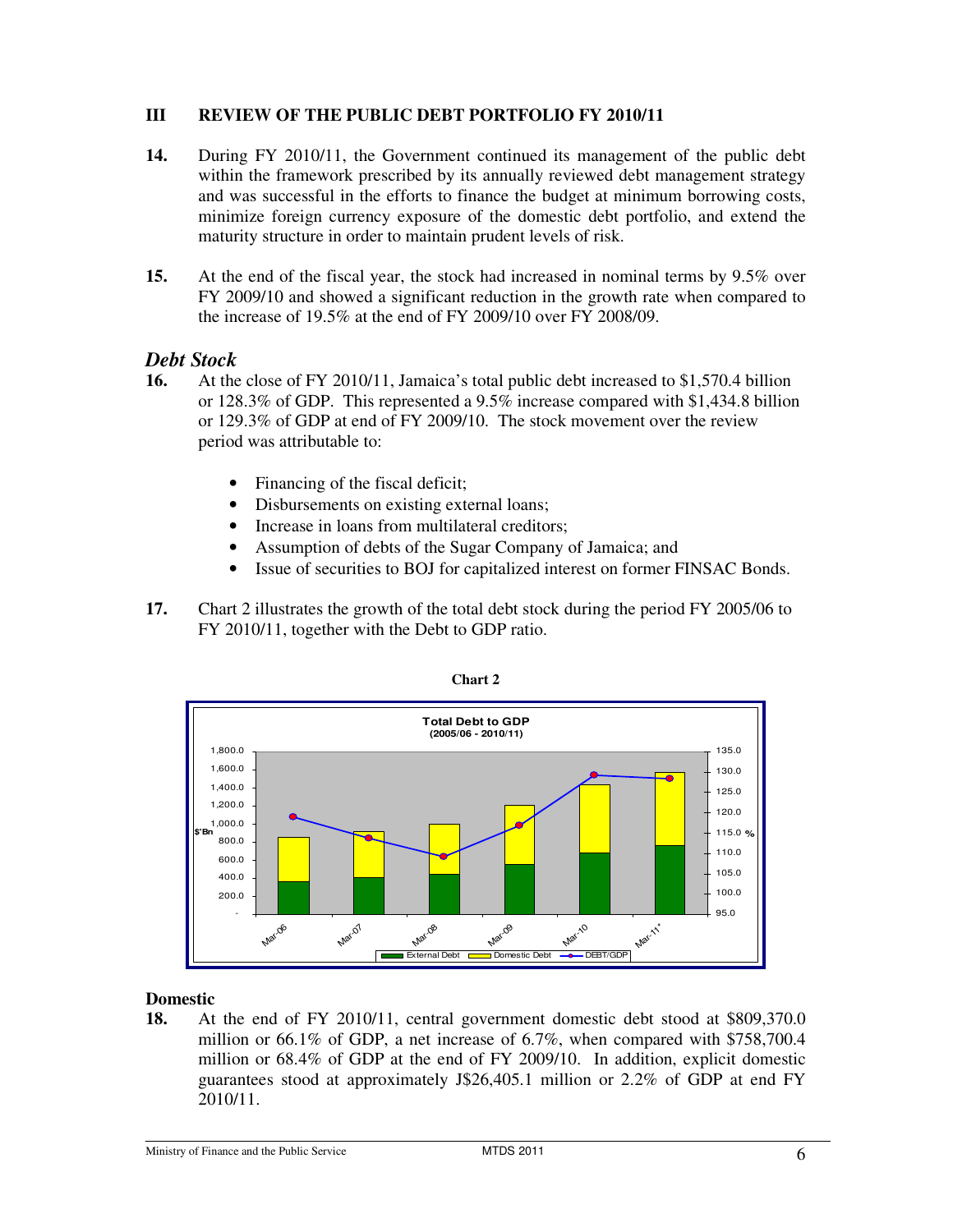### III REVIEW OF THE PUBLIC DEBT PORTFOLIO FY 2010/11

**14.** During FY 2010/11, the Government continued its management of the public debt within the framework prescribed by its annually reviewed debt management strategy and was successful in the efforts to finance the budget at minimum borrowing costs, minimize foreign currency exposure of the domestic debt portfolio, and extend the maturity structure in order to maintain prudent levels of risk.

**15.** At the end of the fiscal year, the stock had increased in nominal terms by 9.5% over FY 2009/10 and showed a significant reduction in the growth rate when compared to the increase of 19.5% at the end of FY 2009/10 over FY 2008/09.

## *Debt Stock*

**16.** At the close of FY 2010/11, Jamaica's total public debt increased to $1,570.4 billion or 128.3% of GDP. This represented a 9.5% increase compared with $1,434.8 billion or 129.3% of GDP at end of FY 2009/10. The stock movement over the review period was attributable to:

- Financing of the fiscal deficit;
- Disbursements on existing external loans;
- Increase in loans from multilateral creditors;
- Assumption of debts of the Sugar Company of Jamaica; and
- Issue of securities to BOJ for capitalized interest on former FINSAC Bonds.

**17.** Chart 2 illustrates the growth of the total debt stock during the period FY 2005/06 to FY 2010/11, together with the Debt to GDP ratio.

**Chart 2**

**Total Debt to GDP**
**(2005/06 - 2010/11)**

[Chart: stacked bars of External Debt and Domestic Debt ($'Bn, 0–1,800.0) with DEBT/GDP line (%, 95.0–135.0) for Mar-06, Mar-07, Mar-08, Mar-09, Mar-10, Mar-11*]

## Domestic

**18.** At the end of FY 2010/11, central government domestic debt stood at $809,370.0 million or 66.1% of GDP, a net increase of 6.7%, when compared with $758,700.4 million or 68.4% of GDP at the end of FY 2009/10. In addition, explicit domestic guarantees stood at approximately J$26,405.1 million or 2.2% of GDP at end FY 2010/11.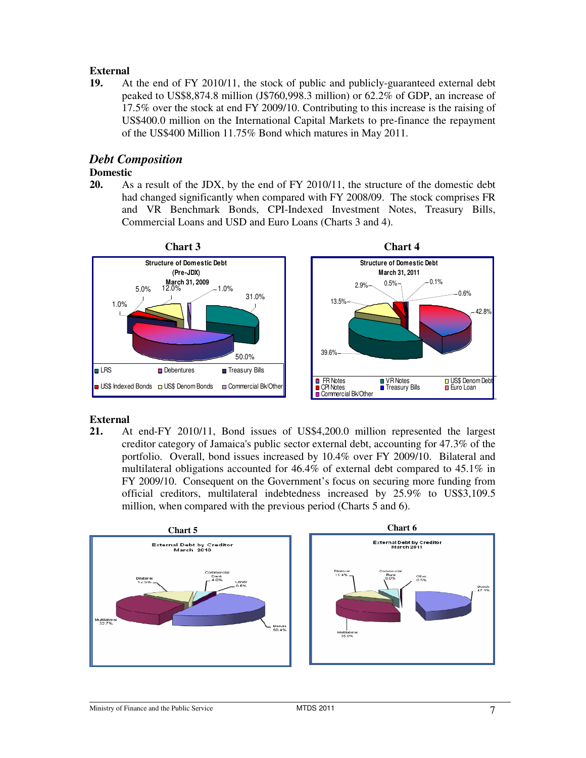**External**

**19.** At the end of FY 2010/11, the stock of public and publicly-guaranteed external debt peaked to US$8,874.8 million (J$760,998.3 million) or 62.2% of GDP, an increase of 17.5% over the stock at end FY 2009/10. Contributing to this increase is the raising of US$400.0 million on the International Capital Markets to pre-finance the repayment of the US$400 Million 11.75% Bond which matures in May 2011.

## *Debt Composition*

**Domestic**

**20.** As a result of the JDX, by the end of FY 2010/11, the structure of the domestic debt had changed significantly when compared with FY 2008/09. The stock comprises FR and VR Benchmark Bonds, CPI-Indexed Investment Notes, Treasury Bills, Commercial Loans and USD and Euro Loans (Charts 3 and 4).

**Chart 3**

Structure of Domestic Debt (Pre-JDX) March 31, 2009

LRS 31.0%; Debentures 50.0%; Treasury Bills 1.0%; US$ Indexed Bonds 5.0%; US$ Denom Bonds 12.0%; Commercial Bk/Other 1.0%

**Chart 4**

Structure of Domestic Debt March 31, 2011

FR Notes 42.8%; VR Notes 39.6%; US$ Denom Debt 13.5%; CPI Notes 2.9%; Treasury Bills 0.5%; Euro Loan 0.1%; Commercial Bk/Other 0.6%

**External**

**21.** At end-FY 2010/11, Bond issues of US$4,200.0 million represented the largest creditor category of Jamaica's public sector external debt, accounting for 47.3% of the portfolio. Overall, bond issues increased by 10.4% over FY 2009/10. Bilateral and multilateral obligations accounted for 46.4% of external debt compared to 45.1% in FY 2009/10. Consequent on the Government's focus on securing more funding from official creditors, multilateral indebtedness increased by 25.9% to US$3,109.5 million, when compared with the previous period (Charts 5 and 6).

**Chart 5**

External Debt by Creditor March 2010

Bonds 50.4%; Multilateral 32.7%; Bilateral 12.5%; Commercial Bank 4.0%; Other 0.5%

**Chart 6**

External Debt by Creditor March 2011

Bonds 47.3%; Multilateral 35.0%; Bilateral 11.4%; Commercial Bank 6.0%; Other 0.5%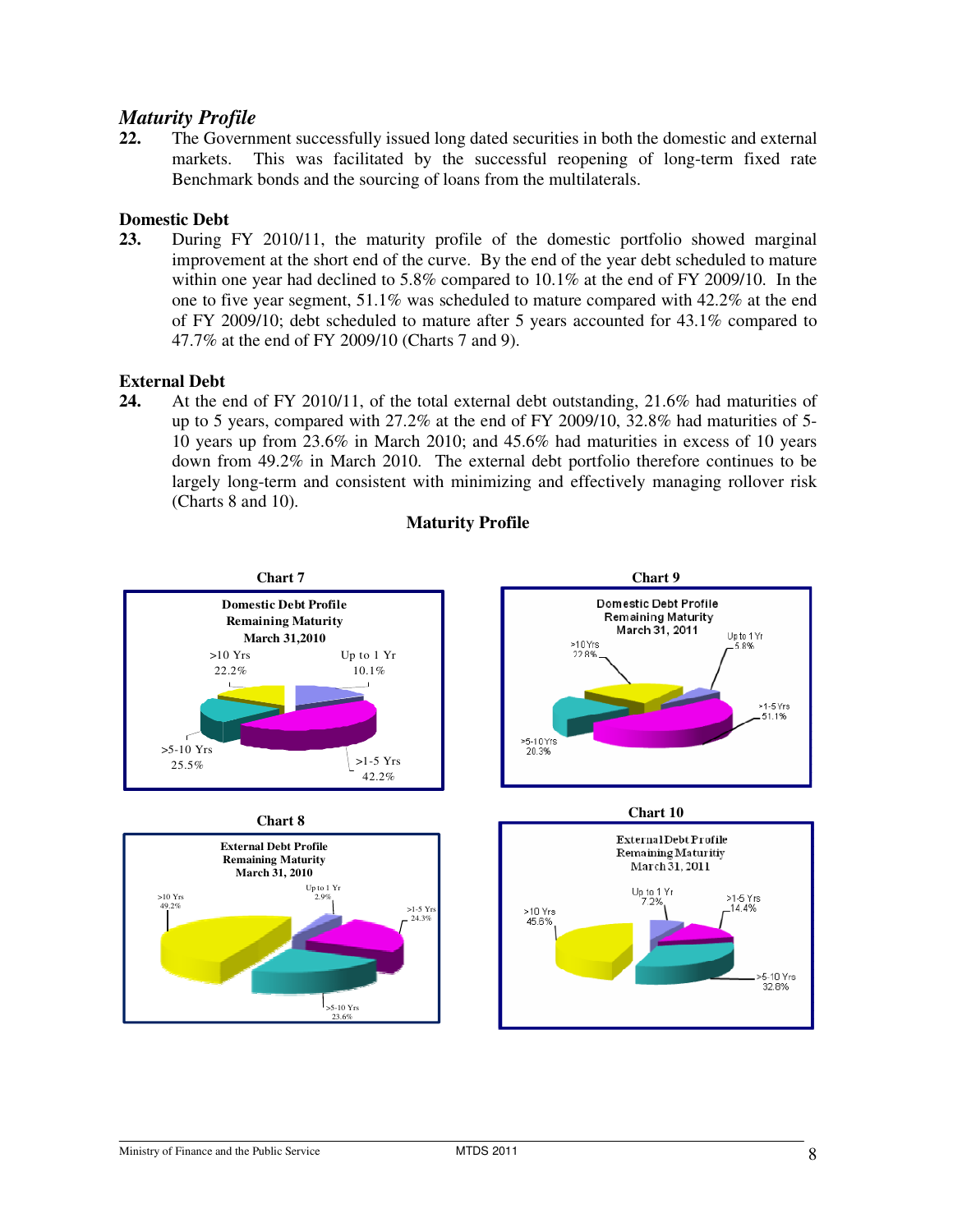## *Maturity Profile*

**22.** The Government successfully issued long dated securities in both the domestic and external markets. This was facilitated by the successful reopening of long-term fixed rate Benchmark bonds and the sourcing of loans from the multilaterals.

### Domestic Debt

**23.** During FY 2010/11, the maturity profile of the domestic portfolio showed marginal improvement at the short end of the curve. By the end of the year debt scheduled to mature within one year had declined to 5.8% compared to 10.1% at the end of FY 2009/10. In the one to five year segment, 51.1% was scheduled to mature compared with 42.2% at the end of FY 2009/10; debt scheduled to mature after 5 years accounted for 43.1% compared to 47.7% at the end of FY 2009/10 (Charts 7 and 9).

### External Debt

**24.** At the end of FY 2010/11, of the total external debt outstanding, 21.6% had maturities of up to 5 years, compared with 27.2% at the end of FY 2009/10, 32.8% had maturities of 5-10 years up from 23.6% in March 2010; and 45.6% had maturities in excess of 10 years down from 49.2% in March 2010. The external debt portfolio therefore continues to be largely long-term and consistent with minimizing and effectively managing rollover risk (Charts 8 and 10).

**Maturity Profile**

**Chart 7**

Domestic Debt Profile Remaining Maturity March 31,2010

| Maturity | Share |
|---|---|
| Up to 1 Yr | 10.1% |
| >1-5 Yrs | 42.2% |
| >5-10 Yrs | 25.5% |
| >10 Yrs | 22.2% |

**Chart 9**

Domestic Debt Profile Remaining Maturity March 31, 2011

| Maturity | Share |
|---|---|
| Up to 1 Yr | 5.8% |
| >1-5 Yrs | 51.1% |
| >5-10 Yrs | 20.3% |
| >10 Yrs | 22.8% |

**Chart 8**

External Debt Profile Remaining Maturity March 31, 2010

| Maturity | Share |
|---|---|
| Up to 1 Yr | 2.9% |
| >1-5 Yrs | 24.3% |
| >5-10 Yrs | 23.6% |
| >10 Yrs | 49.2% |

**Chart 10**

External Debt Profile Remaining Maturitiy March 31, 2011

| Maturity | Share |
|---|---|
| Up to 1 Yr | 7.2% |
| >1-5 Yrs | 14.4% |
| >5-10 Yrs | 32.8% |
| >10 Yrs | 45.6% |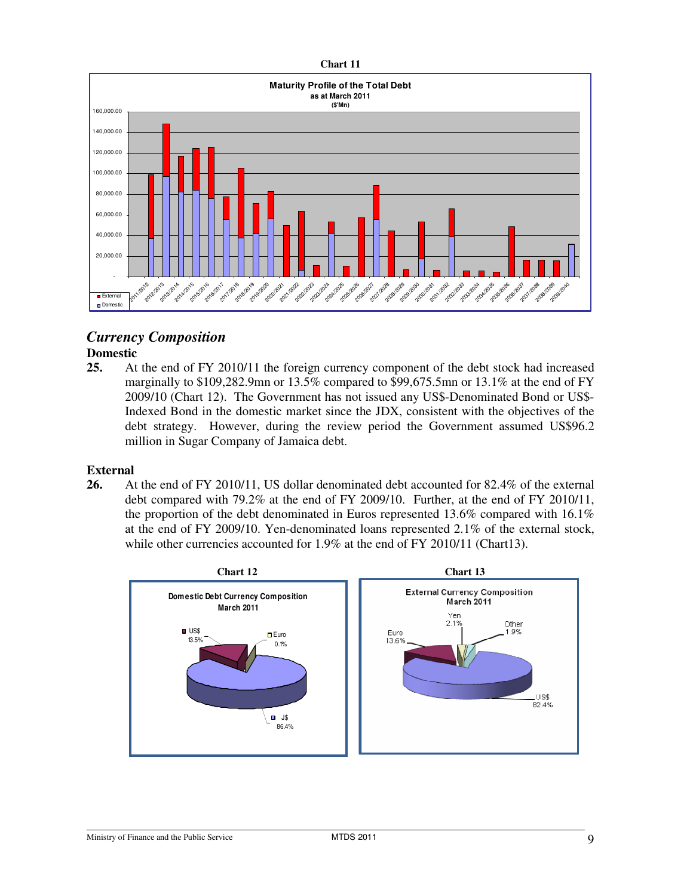**Chart 11**

## *Currency Composition*

### Domestic

**25.** At the end of FY 2010/11 the foreign currency component of the debt stock had increased marginally to $109,282.9mn or 13.5% compared to $99,675.5mn or 13.1% at the end of FY 2009/10 (Chart 12). The Government has not issued any US$-Denominated Bond or US$-Indexed Bond in the domestic market since the JDX, consistent with the objectives of the debt strategy. However, during the review period the Government assumed US$96.2 million in Sugar Company of Jamaica debt.

### External

**26.** At the end of FY 2010/11, US dollar denominated debt accounted for 82.4% of the external debt compared with 79.2% at the end of FY 2009/10. Further, at the end of FY 2010/11, the proportion of the debt denominated in Euros represented 13.6% compared with 16.1% at the end of FY 2009/10. Yen-denominated loans represented 2.1% of the external stock, while other currencies accounted for 1.9% at the end of FY 2010/11 (Chart13).

**Chart 12**

**Chart 13**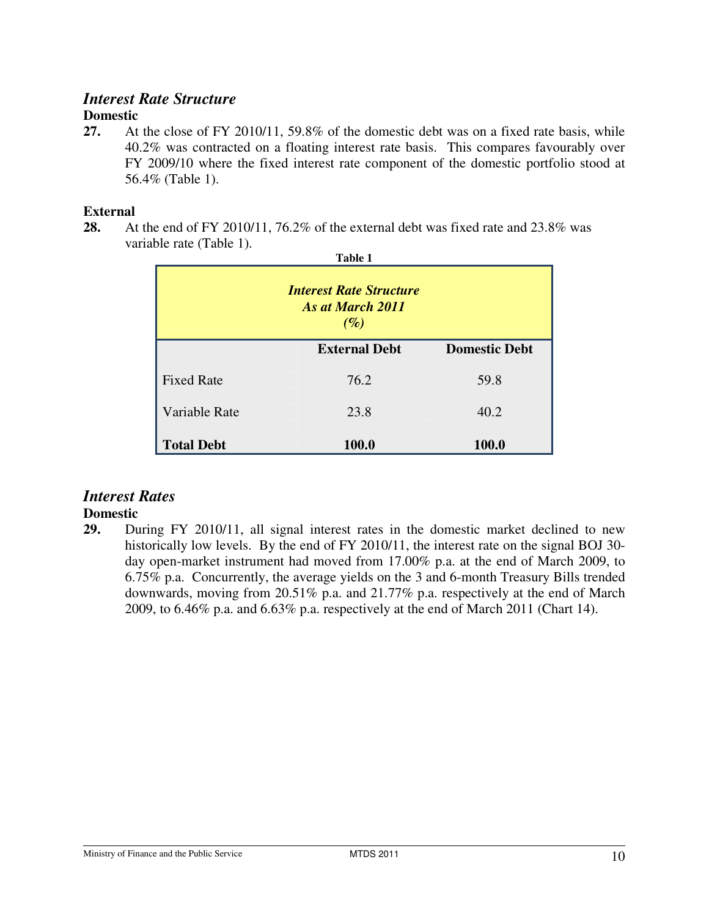## *Interest Rate Structure*

### Domestic

**27.** At the close of FY 2010/11, 59.8% of the domestic debt was on a fixed rate basis, while 40.2% was contracted on a floating interest rate basis. This compares favourably over FY 2009/10 where the fixed interest rate component of the domestic portfolio stood at 56.4% (Table 1).

### External

**28.** At the end of FY 2010/11, 76.2% of the external debt was fixed rate and 23.8% was variable rate (Table 1).

**Table 1**

***Interest Rate Structure As at March 2011 (%)***

| | External Debt | Domestic Debt |
|---|---|---|
| Fixed Rate | 76.2 | 59.8 |
| Variable Rate | 23.8 | 40.2 |
| **Total Debt** | **100.0** | **100.0** |

## *Interest Rates*

### Domestic

**29.** During FY 2010/11, all signal interest rates in the domestic market declined to new historically low levels. By the end of FY 2010/11, the interest rate on the signal BOJ 30-day open-market instrument had moved from 17.00% p.a. at the end of March 2009, to 6.75% p.a. Concurrently, the average yields on the 3 and 6-month Treasury Bills trended downwards, moving from 20.51% p.a. and 21.77% p.a. respectively at the end of March 2009, to 6.46% p.a. and 6.63% p.a. respectively at the end of March 2011 (Chart 14).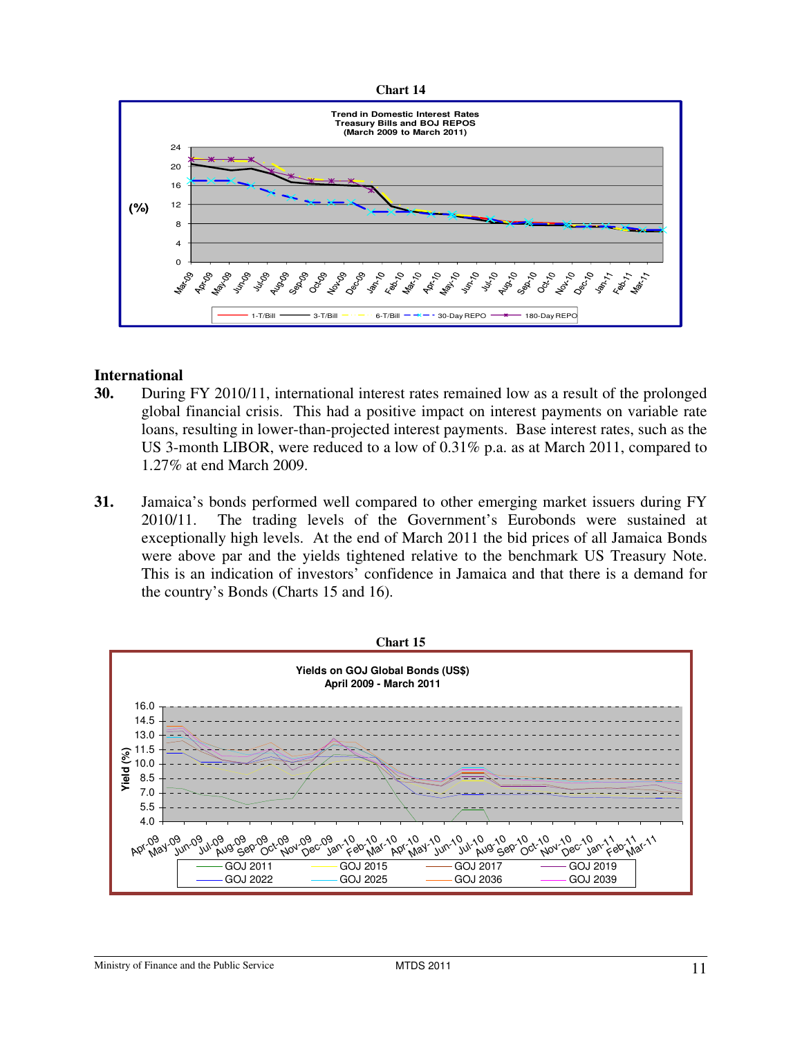**Chart 14**

**Trend in Domestic Interest Rates Treasury Bills and BOJ REPOS (March 2009 to March 2011)**

## International

**30.** During FY 2010/11, international interest rates remained low as a result of the prolonged global financial crisis. This had a positive impact on interest payments on variable rate loans, resulting in lower-than-projected interest payments. Base interest rates, such as the US 3-month LIBOR, were reduced to a low of 0.31% p.a. as at March 2011, compared to 1.27% at end March 2009.

**31.** Jamaica's bonds performed well compared to other emerging market issuers during FY 2010/11. The trading levels of the Government's Eurobonds were sustained at exceptionally high levels. At the end of March 2011 the bid prices of all Jamaica Bonds were above par and the yields tightened relative to the benchmark US Treasury Note. This is an indication of investors' confidence in Jamaica and that there is a demand for the country's Bonds (Charts 15 and 16).

**Chart 15**

**Yields on GOJ Global Bonds (US$) April 2009 - March 2011**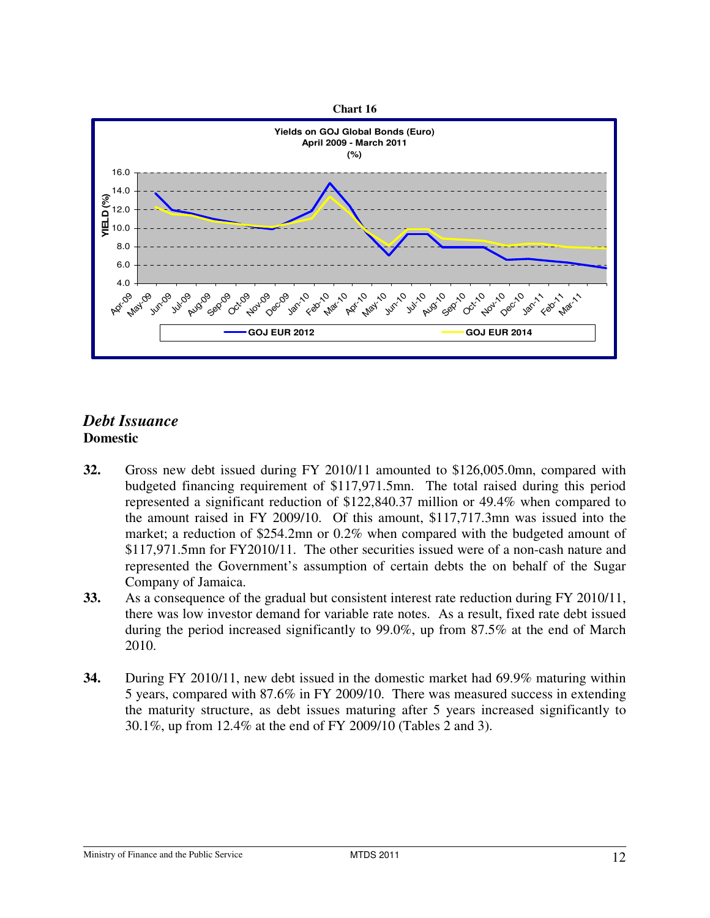**Chart 16**

**Yields on GOJ Global Bonds (Euro)**
**April 2009 - March 2011**
**(%)**

### Debt Issuance

**Domestic**

**32.** Gross new debt issued during FY 2010/11 amounted to $126,005.0mn, compared with budgeted financing requirement of $117,971.5mn. The total raised during this period represented a significant reduction of $122,840.37 million or 49.4% when compared to the amount raised in FY 2009/10. Of this amount, $117,717.3mn was issued into the market; a reduction of $254.2mn or 0.2% when compared with the budgeted amount of $117,971.5mn for FY2010/11. The other securities issued were of a non-cash nature and represented the Government's assumption of certain debts the on behalf of the Sugar Company of Jamaica.

**33.** As a consequence of the gradual but consistent interest rate reduction during FY 2010/11, there was low investor demand for variable rate notes. As a result, fixed rate debt issued during the period increased significantly to 99.0%, up from 87.5% at the end of March 2010.

**34.** During FY 2010/11, new debt issued in the domestic market had 69.9% maturing within 5 years, compared with 87.6% in FY 2009/10. There was measured success in extending the maturity structure, as debt issues maturing after 5 years increased significantly to 30.1%, up from 12.4% at the end of FY 2009/10 (Tables 2 and 3).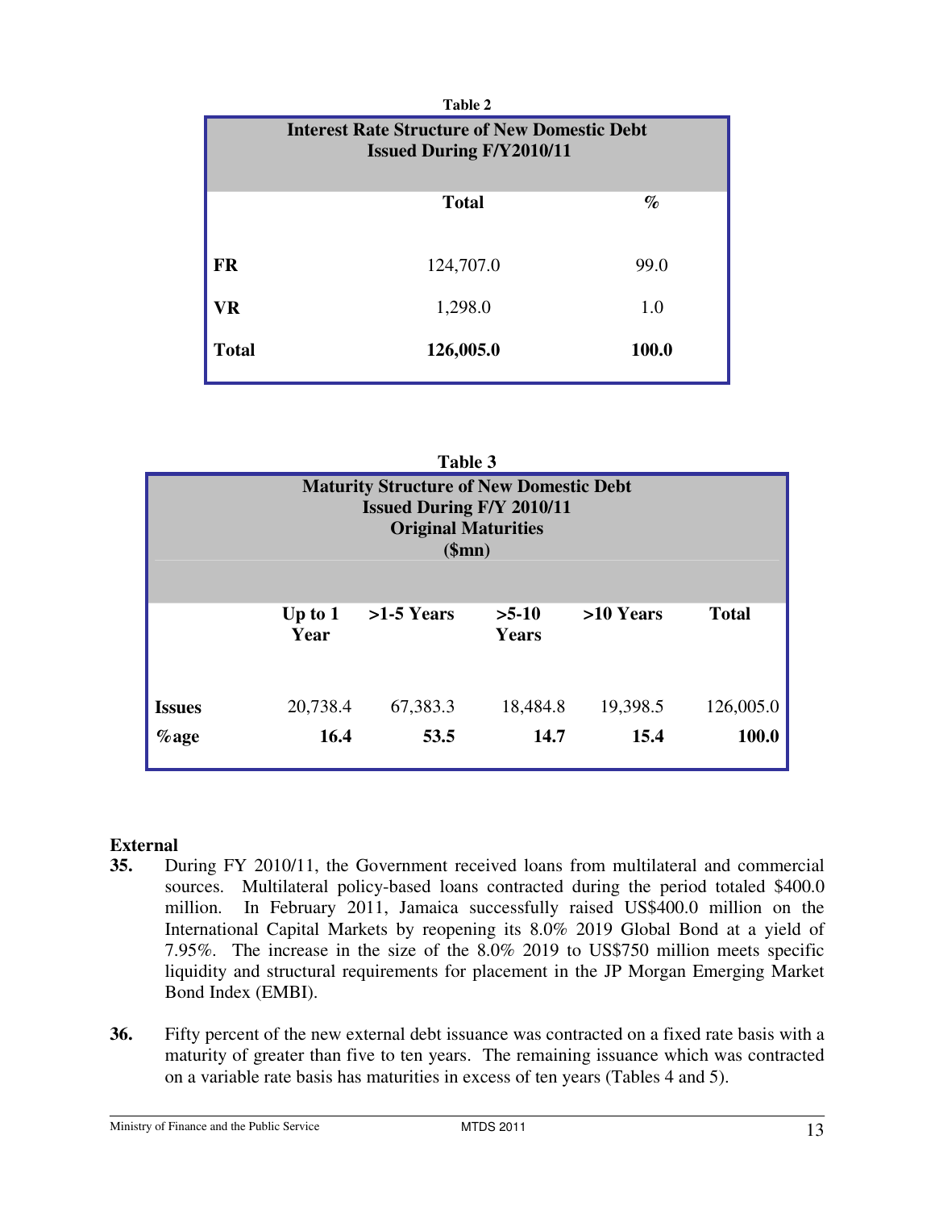Table 2

| Interest Rate Structure of New Domestic Debt Issued During F/Y2010/11 | | |
|---|---|---|
| | **Total** | **%** |
| **FR** | 124,707.0 | 99.0 |
| **VR** | 1,298.0 | 1.0 |
| **Total** | **126,005.0** | **100.0** |

Table 3

| Maturity Structure of New Domestic Debt Issued During F/Y 2010/11 Original Maturities ($mn) | | | | | |
|---|---|---|---|---|---|
| | **Up to 1 Year** | **>1-5 Years** | **>5-10 Years** | **>10 Years** | **Total** |
| **Issues** | 20,738.4 | 67,383.3 | 18,484.8 | 19,398.5 | 126,005.0 |
| **%age** | **16.4** | **53.5** | **14.7** | **15.4** | **100.0** |

**External**

**35.** During FY 2010/11, the Government received loans from multilateral and commercial sources. Multilateral policy-based loans contracted during the period totaled $400.0 million. In February 2011, Jamaica successfully raised US$400.0 million on the International Capital Markets by reopening its 8.0% 2019 Global Bond at a yield of 7.95%. The increase in the size of the 8.0% 2019 to US$750 million meets specific liquidity and structural requirements for placement in the JP Morgan Emerging Market Bond Index (EMBI).

**36.** Fifty percent of the new external debt issuance was contracted on a fixed rate basis with a maturity of greater than five to ten years. The remaining issuance which was contracted on a variable rate basis has maturities in excess of ten years (Tables 4 and 5).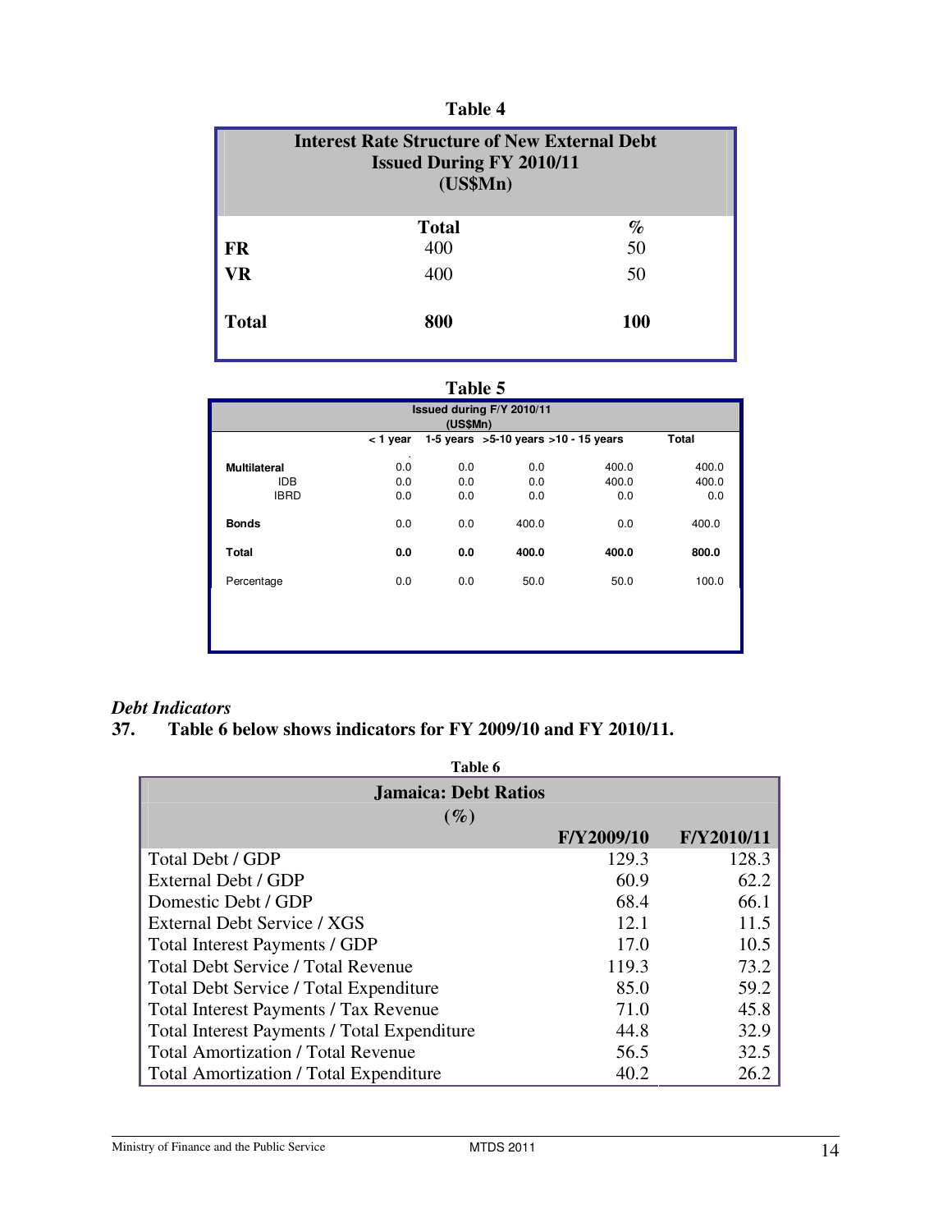Table 4

| Interest Rate Structure of New External Debt Issued During FY 2010/11 (US$Mn) | | |
|---|---|---|
| | **Total** | **%** |
| **FR** | 400 | 50 |
| **VR** | 400 | 50 |
| **Total** | **800** | **100** |

Table 5

| Issued during F/Y 2010/11 (US$Mn) | | | | | |
|---|---|---|---|---|---|
| | < 1 year | 1-5 years | >5-10 years | >10 - 15 years | Total |
| **Multilateral** | 0.0 | 0.0 | 0.0 | 400.0 | 400.0 |
| IDB | 0.0 | 0.0 | 0.0 | 400.0 | 400.0 |
| IBRD | 0.0 | 0.0 | 0.0 | 0.0 | 0.0 |
| **Bonds** | 0.0 | 0.0 | 400.0 | 0.0 | 400.0 |
| **Total** | **0.0** | **0.0** | **400.0** | **400.0** | **800.0** |
| Percentage | 0.0 | 0.0 | 50.0 | 50.0 | 100.0 |

***Debt Indicators***

**37. Table 6 below shows indicators for FY 2009/10 and FY 2010/11.**

Table 6

| Jamaica: Debt Ratios (%) | | |
|---|---|---|
| | **F/Y2009/10** | **F/Y2010/11** |
| Total Debt / GDP | 129.3 | 128.3 |
| External Debt / GDP | 60.9 | 62.2 |
| Domestic Debt / GDP | 68.4 | 66.1 |
| External Debt Service / XGS | 12.1 | 11.5 |
| Total Interest Payments / GDP | 17.0 | 10.5 |
| Total Debt Service / Total Revenue | 119.3 | 73.2 |
| Total Debt Service / Total Expenditure | 85.0 | 59.2 |
| Total Interest Payments / Tax Revenue | 71.0 | 45.8 |
| Total Interest Payments / Total Expenditure | 44.8 | 32.9 |
| Total Amortization / Total Revenue | 56.5 | 32.5 |
| Total Amortization / Total Expenditure | 40.2 | 26.2 |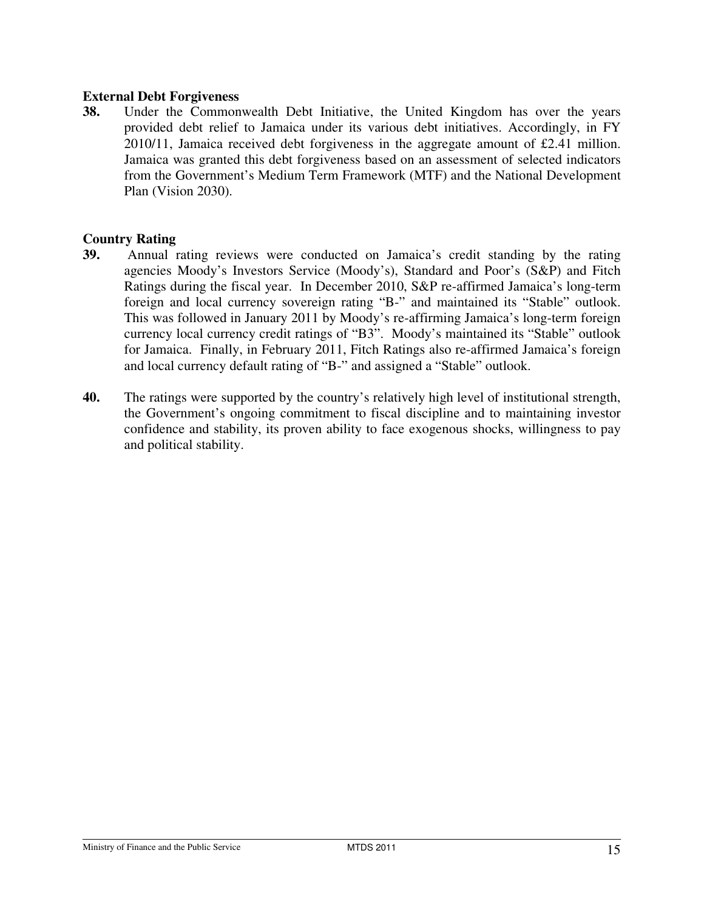**External Debt Forgiveness**

**38.** Under the Commonwealth Debt Initiative, the United Kingdom has over the years provided debt relief to Jamaica under its various debt initiatives. Accordingly, in FY 2010/11, Jamaica received debt forgiveness in the aggregate amount of £2.41 million. Jamaica was granted this debt forgiveness based on an assessment of selected indicators from the Government's Medium Term Framework (MTF) and the National Development Plan (Vision 2030).

**Country Rating**

**39.** Annual rating reviews were conducted on Jamaica's credit standing by the rating agencies Moody's Investors Service (Moody's), Standard and Poor's (S&P) and Fitch Ratings during the fiscal year. In December 2010, S&P re-affirmed Jamaica's long-term foreign and local currency sovereign rating "B-" and maintained its "Stable" outlook. This was followed in January 2011 by Moody's re-affirming Jamaica's long-term foreign currency local currency credit ratings of "B3". Moody's maintained its "Stable" outlook for Jamaica. Finally, in February 2011, Fitch Ratings also re-affirmed Jamaica's foreign and local currency default rating of "B-" and assigned a "Stable" outlook.

**40.** The ratings were supported by the country's relatively high level of institutional strength, the Government's ongoing commitment to fiscal discipline and to maintaining investor confidence and stability, its proven ability to face exogenous shocks, willingness to pay and political stability.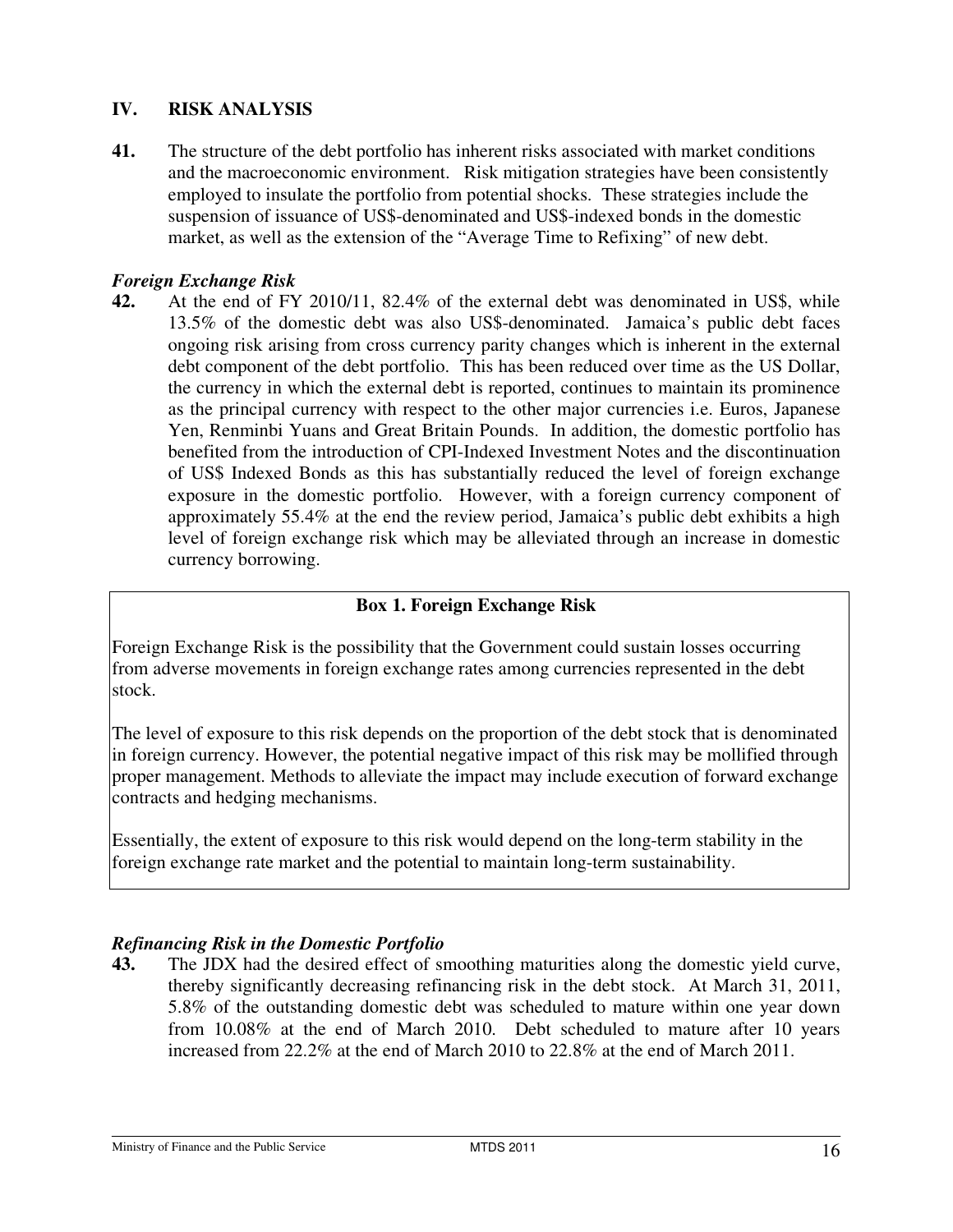## IV. RISK ANALYSIS

**41.** The structure of the debt portfolio has inherent risks associated with market conditions and the macroeconomic environment. Risk mitigation strategies have been consistently employed to insulate the portfolio from potential shocks. These strategies include the suspension of issuance of US$-denominated and US$-indexed bonds in the domestic market, as well as the extension of the "Average Time to Refixing" of new debt.

### *Foreign Exchange Risk*

**42.** At the end of FY 2010/11, 82.4% of the external debt was denominated in US$, while 13.5% of the domestic debt was also US$-denominated. Jamaica's public debt faces ongoing risk arising from cross currency parity changes which is inherent in the external debt component of the debt portfolio. This has been reduced over time as the US Dollar, the currency in which the external debt is reported, continues to maintain its prominence as the principal currency with respect to the other major currencies i.e. Euros, Japanese Yen, Renminbi Yuans and Great Britain Pounds. In addition, the domestic portfolio has benefited from the introduction of CPI-Indexed Investment Notes and the discontinuation of US$ Indexed Bonds as this has substantially reduced the level of foreign exchange exposure in the domestic portfolio. However, with a foreign currency component of approximately 55.4% at the end the review period, Jamaica's public debt exhibits a high level of foreign exchange risk which may be alleviated through an increase in domestic currency borrowing.

> **Box 1. Foreign Exchange Risk**
>
> Foreign Exchange Risk is the possibility that the Government could sustain losses occurring from adverse movements in foreign exchange rates among currencies represented in the debt stock.
>
> The level of exposure to this risk depends on the proportion of the debt stock that is denominated in foreign currency. However, the potential negative impact of this risk may be mollified through proper management. Methods to alleviate the impact may include execution of forward exchange contracts and hedging mechanisms.
>
> Essentially, the extent of exposure to this risk would depend on the long-term stability in the foreign exchange rate market and the potential to maintain long-term sustainability.

### *Refinancing Risk in the Domestic Portfolio*

**43.** The JDX had the desired effect of smoothing maturities along the domestic yield curve, thereby significantly decreasing refinancing risk in the debt stock. At March 31, 2011, 5.8% of the outstanding domestic debt was scheduled to mature within one year down from 10.08% at the end of March 2010. Debt scheduled to mature after 10 years increased from 22.2% at the end of March 2010 to 22.8% at the end of March 2011.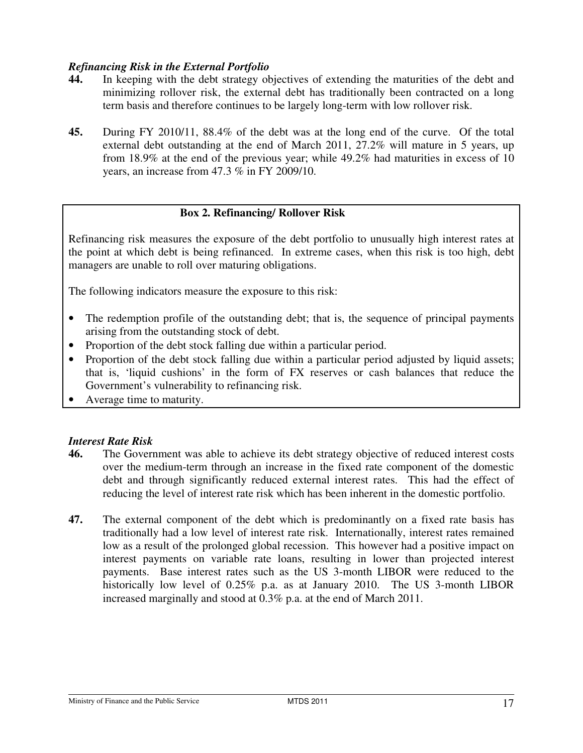### *Refinancing Risk in the External Portfolio*

**44.** In keeping with the debt strategy objectives of extending the maturities of the debt and minimizing rollover risk, the external debt has traditionally been contracted on a long term basis and therefore continues to be largely long-term with low rollover risk.

**45.** During FY 2010/11, 88.4% of the debt was at the long end of the curve. Of the total external debt outstanding at the end of March 2011, 27.2% will mature in 5 years, up from 18.9% at the end of the previous year; while 49.2% had maturities in excess of 10 years, an increase from 47.3 % in FY 2009/10.

**Box 2. Refinancing/ Rollover Risk**

Refinancing risk measures the exposure of the debt portfolio to unusually high interest rates at the point at which debt is being refinanced. In extreme cases, when this risk is too high, debt managers are unable to roll over maturing obligations.

The following indicators measure the exposure to this risk:

- The redemption profile of the outstanding debt; that is, the sequence of principal payments arising from the outstanding stock of debt.
- Proportion of the debt stock falling due within a particular period.
- Proportion of the debt stock falling due within a particular period adjusted by liquid assets; that is, 'liquid cushions' in the form of FX reserves or cash balances that reduce the Government's vulnerability to refinancing risk.
- Average time to maturity.

### *Interest Rate Risk*

**46.** The Government was able to achieve its debt strategy objective of reduced interest costs over the medium-term through an increase in the fixed rate component of the domestic debt and through significantly reduced external interest rates. This had the effect of reducing the level of interest rate risk which has been inherent in the domestic portfolio.

**47.** The external component of the debt which is predominantly on a fixed rate basis has traditionally had a low level of interest rate risk. Internationally, interest rates remained low as a result of the prolonged global recession. This however had a positive impact on interest payments on variable rate loans, resulting in lower than projected interest payments. Base interest rates such as the US 3-month LIBOR were reduced to the historically low level of 0.25% p.a. as at January 2010. The US 3-month LIBOR increased marginally and stood at 0.3% p.a. at the end of March 2011.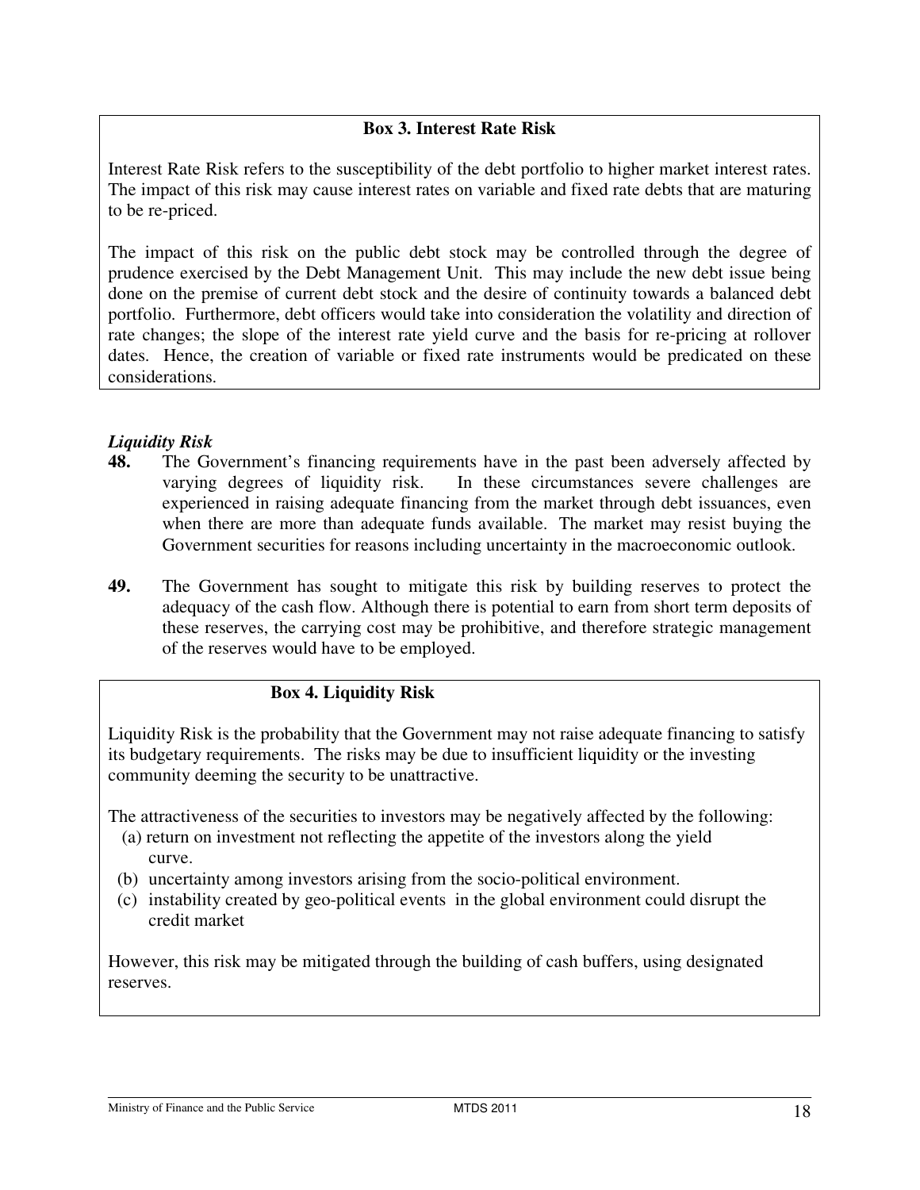**Box 3. Interest Rate Risk**

Interest Rate Risk refers to the susceptibility of the debt portfolio to higher market interest rates. The impact of this risk may cause interest rates on variable and fixed rate debts that are maturing to be re-priced.

The impact of this risk on the public debt stock may be controlled through the degree of prudence exercised by the Debt Management Unit. This may include the new debt issue being done on the premise of current debt stock and the desire of continuity towards a balanced debt portfolio. Furthermore, debt officers would take into consideration the volatility and direction of rate changes; the slope of the interest rate yield curve and the basis for re-pricing at rollover dates. Hence, the creation of variable or fixed rate instruments would be predicated on these considerations.

***Liquidity Risk***

**48.** The Government's financing requirements have in the past been adversely affected by varying degrees of liquidity risk. In these circumstances severe challenges are experienced in raising adequate financing from the market through debt issuances, even when there are more than adequate funds available. The market may resist buying the Government securities for reasons including uncertainty in the macroeconomic outlook.

**49.** The Government has sought to mitigate this risk by building reserves to protect the adequacy of the cash flow. Although there is potential to earn from short term deposits of these reserves, the carrying cost may be prohibitive, and therefore strategic management of the reserves would have to be employed.

**Box 4. Liquidity Risk**

Liquidity Risk is the probability that the Government may not raise adequate financing to satisfy its budgetary requirements. The risks may be due to insufficient liquidity or the investing community deeming the security to be unattractive.

The attractiveness of the securities to investors may be negatively affected by the following:

(a) return on investment not reflecting the appetite of the investors along the yield curve.
(b) uncertainty among investors arising from the socio-political environment.
(c) instability created by geo-political events in the global environment could disrupt the credit market

However, this risk may be mitigated through the building of cash buffers, using designated reserves.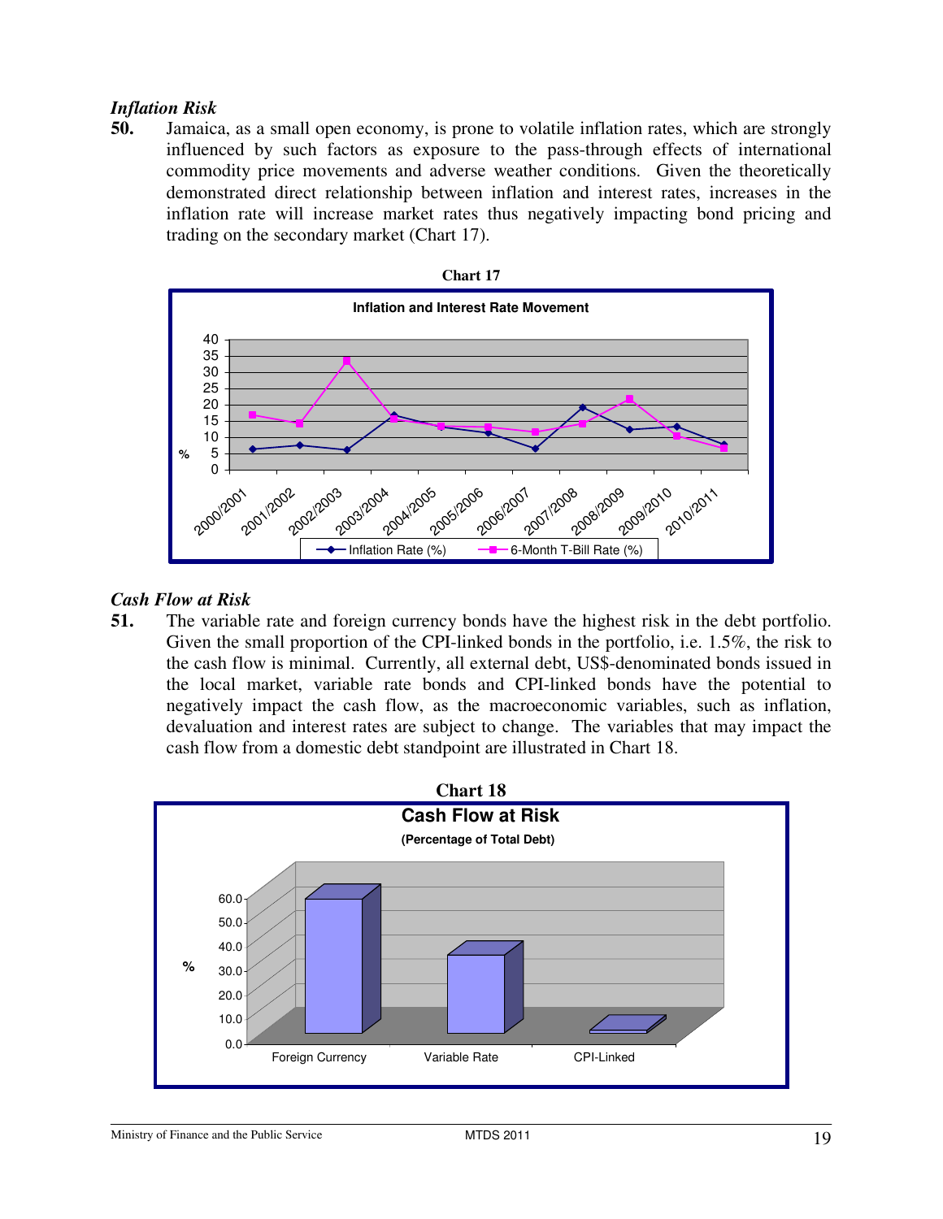*Inflation Risk*

**50.** Jamaica, as a small open economy, is prone to volatile inflation rates, which are strongly influenced by such factors as exposure to the pass-through effects of international commodity price movements and adverse weather conditions. Given the theoretically demonstrated direct relationship between inflation and interest rates, increases in the inflation rate will increase market rates thus negatively impacting bond pricing and trading on the secondary market (Chart 17).

**Chart 17**

*Cash Flow at Risk*

**51.** The variable rate and foreign currency bonds have the highest risk in the debt portfolio. Given the small proportion of the CPI-linked bonds in the portfolio, i.e. 1.5%, the risk to the cash flow is minimal. Currently, all external debt, US$-denominated bonds issued in the local market, variable rate bonds and CPI-linked bonds have the potential to negatively impact the cash flow, as the macroeconomic variables, such as inflation, devaluation and interest rates are subject to change. The variables that may impact the cash flow from a domestic debt standpoint are illustrated in Chart 18.

**Chart 18**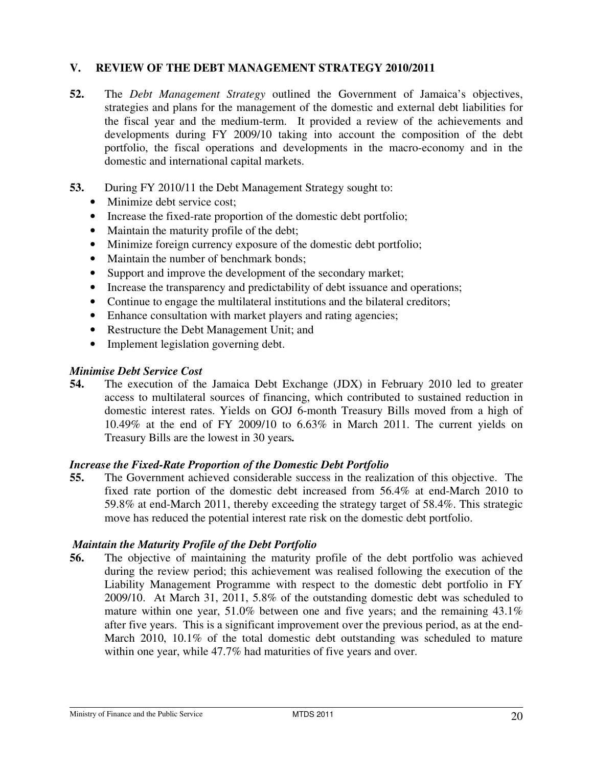## V. REVIEW OF THE DEBT MANAGEMENT STRATEGY 2010/2011

**52.** The *Debt Management Strategy* outlined the Government of Jamaica's objectives, strategies and plans for the management of the domestic and external debt liabilities for the fiscal year and the medium-term. It provided a review of the achievements and developments during FY 2009/10 taking into account the composition of the debt portfolio, the fiscal operations and developments in the macro-economy and in the domestic and international capital markets.

**53.** During FY 2010/11 the Debt Management Strategy sought to:

- Minimize debt service cost;
- Increase the fixed-rate proportion of the domestic debt portfolio;
- Maintain the maturity profile of the debt;
- Minimize foreign currency exposure of the domestic debt portfolio;
- Maintain the number of benchmark bonds;
- Support and improve the development of the secondary market;
- Increase the transparency and predictability of debt issuance and operations;
- Continue to engage the multilateral institutions and the bilateral creditors;
- Enhance consultation with market players and rating agencies;
- Restructure the Debt Management Unit; and
- Implement legislation governing debt.

***Minimise Debt Service Cost***

**54.** The execution of the Jamaica Debt Exchange (JDX) in February 2010 led to greater access to multilateral sources of financing, which contributed to sustained reduction in domestic interest rates. Yields on GOJ 6-month Treasury Bills moved from a high of 10.49% at the end of FY 2009/10 to 6.63% in March 2011. The current yields on Treasury Bills are the lowest in 30 years**.**

***Increase the Fixed-Rate Proportion of the Domestic Debt Portfolio***

**55.** The Government achieved considerable success in the realization of this objective. The fixed rate portion of the domestic debt increased from 56.4% at end-March 2010 to 59.8% at end-March 2011, thereby exceeding the strategy target of 58.4%. This strategic move has reduced the potential interest rate risk on the domestic debt portfolio.

***Maintain the Maturity Profile of the Debt Portfolio***

**56.** The objective of maintaining the maturity profile of the debt portfolio was achieved during the review period; this achievement was realised following the execution of the Liability Management Programme with respect to the domestic debt portfolio in FY 2009/10. At March 31, 2011, 5.8% of the outstanding domestic debt was scheduled to mature within one year, 51.0% between one and five years; and the remaining 43.1% after five years. This is a significant improvement over the previous period, as at the end-March 2010, 10.1% of the total domestic debt outstanding was scheduled to mature within one year, while 47.7% had maturities of five years and over.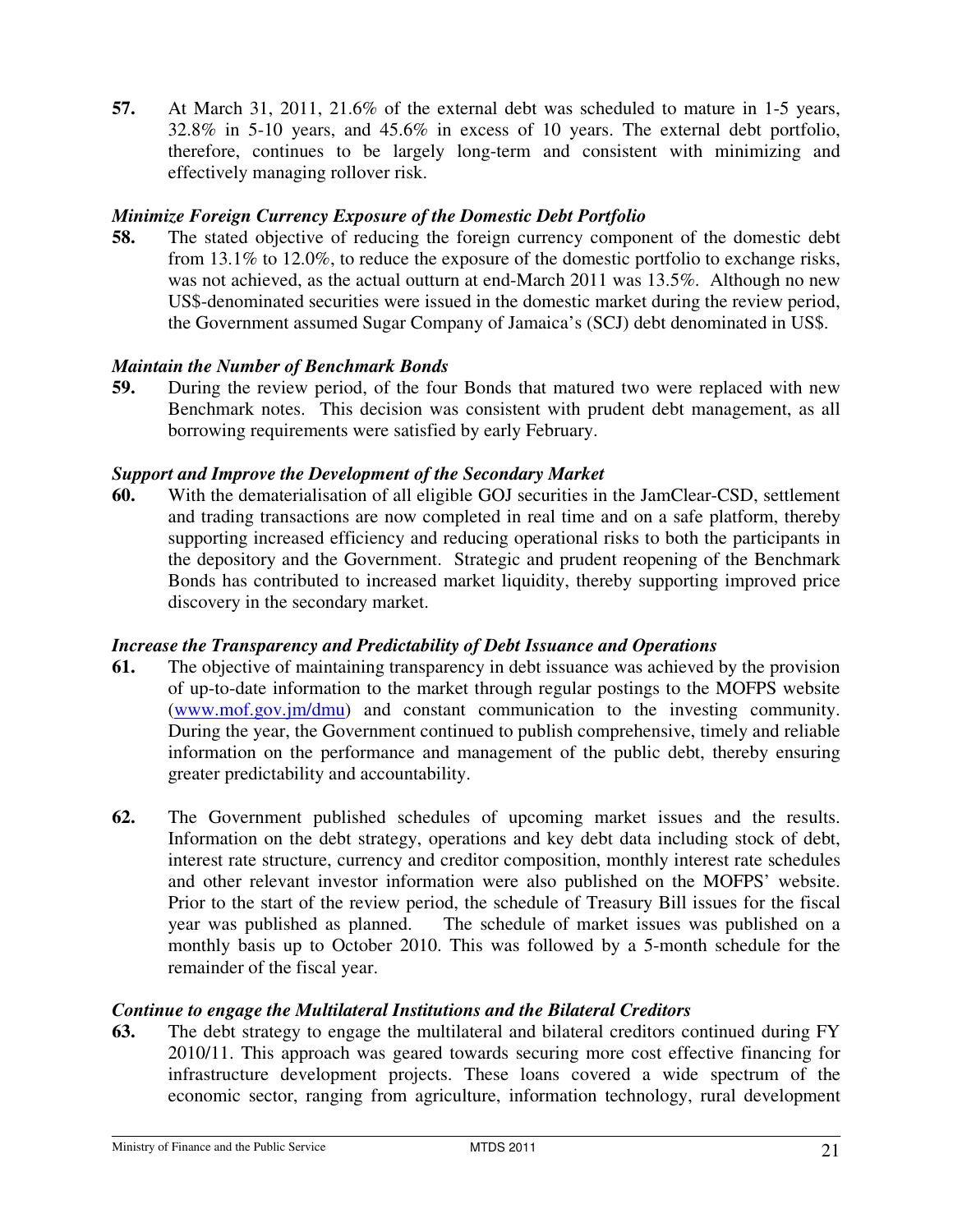**57.** At March 31, 2011, 21.6% of the external debt was scheduled to mature in 1-5 years, 32.8% in 5-10 years, and 45.6% in excess of 10 years. The external debt portfolio, therefore, continues to be largely long-term and consistent with minimizing and effectively managing rollover risk.

***Minimize Foreign Currency Exposure of the Domestic Debt Portfolio***

**58.** The stated objective of reducing the foreign currency component of the domestic debt from 13.1% to 12.0%, to reduce the exposure of the domestic portfolio to exchange risks, was not achieved, as the actual outturn at end-March 2011 was 13.5%. Although no new US$-denominated securities were issued in the domestic market during the review period, the Government assumed Sugar Company of Jamaica's (SCJ) debt denominated in US$.

***Maintain the Number of Benchmark Bonds***

**59.** During the review period, of the four Bonds that matured two were replaced with new Benchmark notes. This decision was consistent with prudent debt management, as all borrowing requirements were satisfied by early February.

***Support and Improve the Development of the Secondary Market***

**60.** With the dematerialisation of all eligible GOJ securities in the JamClear-CSD, settlement and trading transactions are now completed in real time and on a safe platform, thereby supporting increased efficiency and reducing operational risks to both the participants in the depository and the Government. Strategic and prudent reopening of the Benchmark Bonds has contributed to increased market liquidity, thereby supporting improved price discovery in the secondary market.

***Increase the Transparency and Predictability of Debt Issuance and Operations***

**61.** The objective of maintaining transparency in debt issuance was achieved by the provision of up-to-date information to the market through regular postings to the MOFPS website (www.mof.gov.jm/dmu) and constant communication to the investing community. During the year, the Government continued to publish comprehensive, timely and reliable information on the performance and management of the public debt, thereby ensuring greater predictability and accountability.

**62.** The Government published schedules of upcoming market issues and the results. Information on the debt strategy, operations and key debt data including stock of debt, interest rate structure, currency and creditor composition, monthly interest rate schedules and other relevant investor information were also published on the MOFPS' website. Prior to the start of the review period, the schedule of Treasury Bill issues for the fiscal year was published as planned. The schedule of market issues was published on a monthly basis up to October 2010. This was followed by a 5-month schedule for the remainder of the fiscal year.

***Continue to engage the Multilateral Institutions and the Bilateral Creditors***

**63.** The debt strategy to engage the multilateral and bilateral creditors continued during FY 2010/11. This approach was geared towards securing more cost effective financing for infrastructure development projects. These loans covered a wide spectrum of the economic sector, ranging from agriculture, information technology, rural development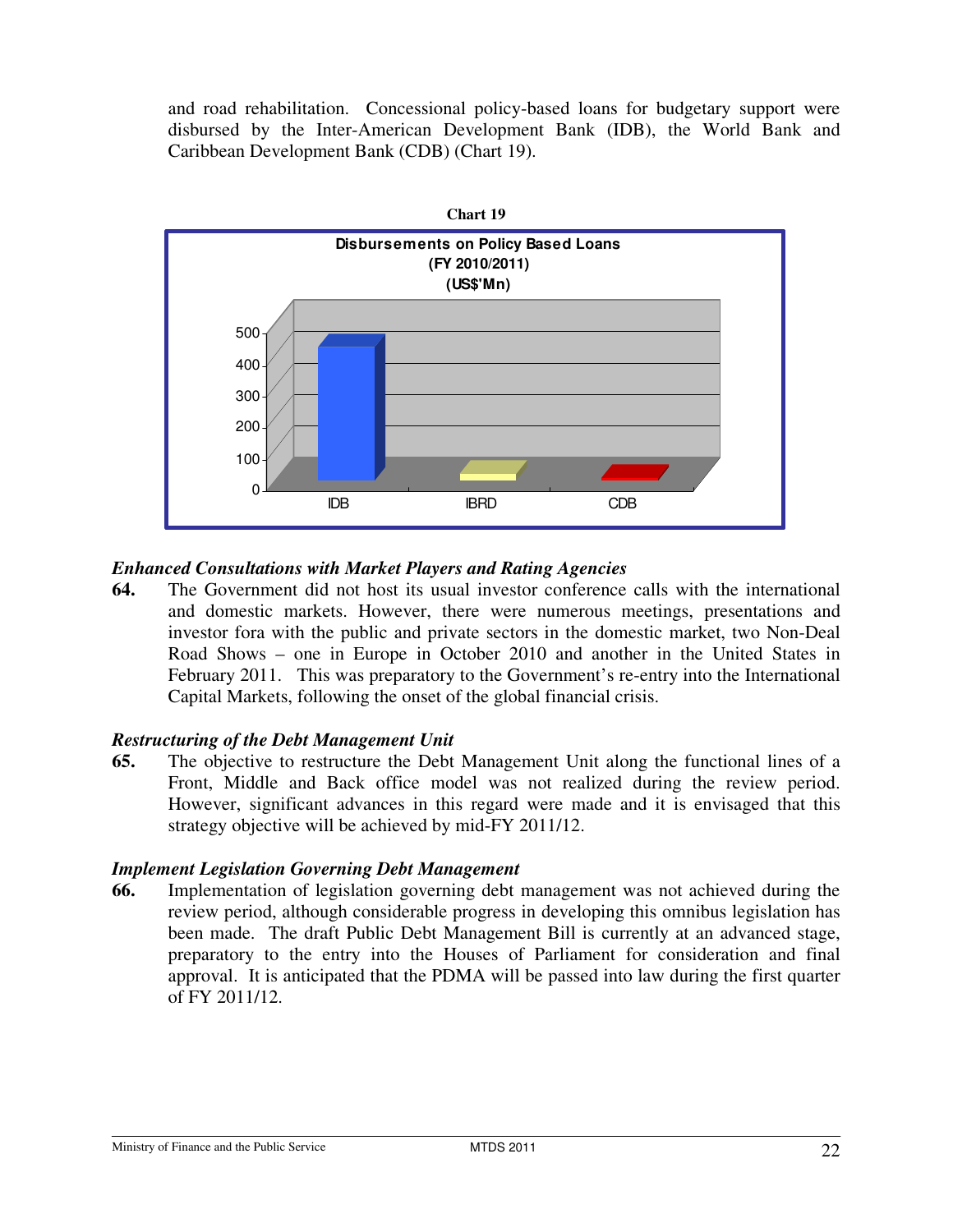and road rehabilitation. Concessional policy-based loans for budgetary support were disbursed by the Inter-American Development Bank (IDB), the World Bank and Caribbean Development Bank (CDB) (Chart 19).

**Chart 19**

Disbursements on Policy Based Loans (FY 2010/2011) (US$'Mn)

### *Enhanced Consultations with Market Players and Rating Agencies*

**64.** The Government did not host its usual investor conference calls with the international and domestic markets. However, there were numerous meetings, presentations and investor fora with the public and private sectors in the domestic market, two Non-Deal Road Shows – one in Europe in October 2010 and another in the United States in February 2011. This was preparatory to the Government's re-entry into the International Capital Markets, following the onset of the global financial crisis.

### *Restructuring of the Debt Management Unit*

**65.** The objective to restructure the Debt Management Unit along the functional lines of a Front, Middle and Back office model was not realized during the review period. However, significant advances in this regard were made and it is envisaged that this strategy objective will be achieved by mid-FY 2011/12.

### *Implement Legislation Governing Debt Management*

**66.** Implementation of legislation governing debt management was not achieved during the review period, although considerable progress in developing this omnibus legislation has been made. The draft Public Debt Management Bill is currently at an advanced stage, preparatory to the entry into the Houses of Parliament for consideration and final approval. It is anticipated that the PDMA will be passed into law during the first quarter of FY 2011/12.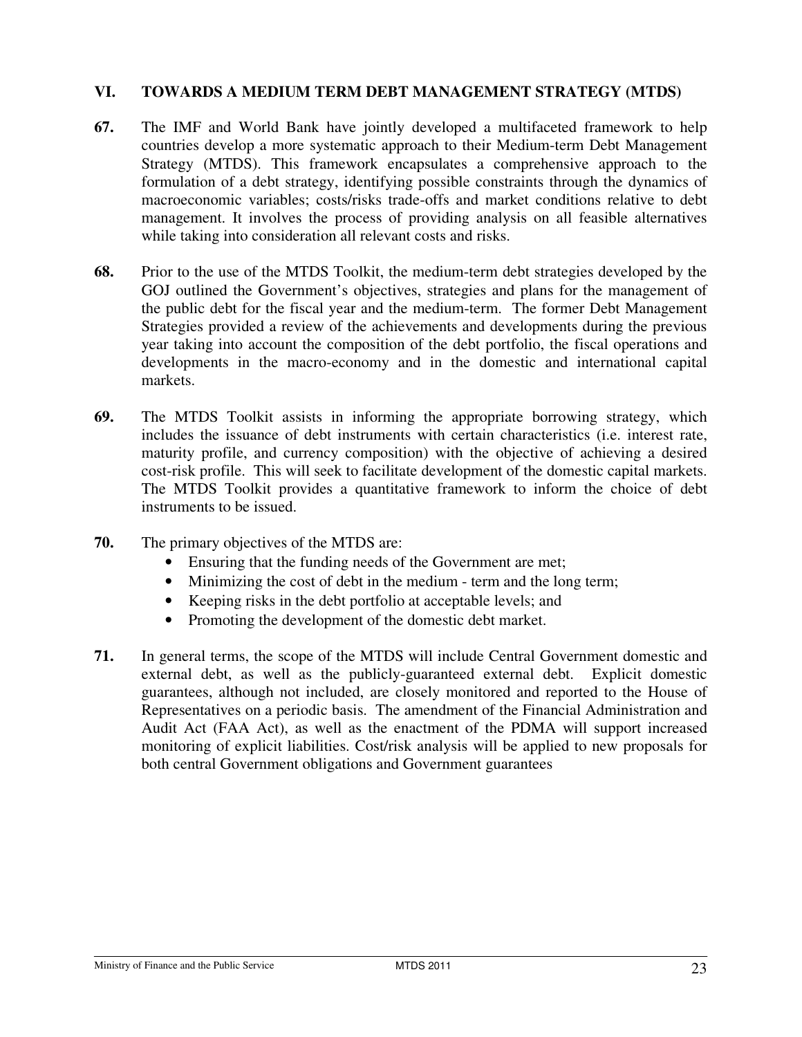## VI. TOWARDS A MEDIUM TERM DEBT MANAGEMENT STRATEGY (MTDS)

**67.** The IMF and World Bank have jointly developed a multifaceted framework to help countries develop a more systematic approach to their Medium-term Debt Management Strategy (MTDS). This framework encapsulates a comprehensive approach to the formulation of a debt strategy, identifying possible constraints through the dynamics of macroeconomic variables; costs/risks trade-offs and market conditions relative to debt management. It involves the process of providing analysis on all feasible alternatives while taking into consideration all relevant costs and risks.

**68.** Prior to the use of the MTDS Toolkit, the medium-term debt strategies developed by the GOJ outlined the Government's objectives, strategies and plans for the management of the public debt for the fiscal year and the medium-term. The former Debt Management Strategies provided a review of the achievements and developments during the previous year taking into account the composition of the debt portfolio, the fiscal operations and developments in the macro-economy and in the domestic and international capital markets.

**69.** The MTDS Toolkit assists in informing the appropriate borrowing strategy, which includes the issuance of debt instruments with certain characteristics (i.e. interest rate, maturity profile, and currency composition) with the objective of achieving a desired cost-risk profile. This will seek to facilitate development of the domestic capital markets. The MTDS Toolkit provides a quantitative framework to inform the choice of debt instruments to be issued.

**70.** The primary objectives of the MTDS are:

- Ensuring that the funding needs of the Government are met;
- Minimizing the cost of debt in the medium - term and the long term;
- Keeping risks in the debt portfolio at acceptable levels; and
- Promoting the development of the domestic debt market.

**71.** In general terms, the scope of the MTDS will include Central Government domestic and external debt, as well as the publicly-guaranteed external debt. Explicit domestic guarantees, although not included, are closely monitored and reported to the House of Representatives on a periodic basis. The amendment of the Financial Administration and Audit Act (FAA Act), as well as the enactment of the PDMA will support increased monitoring of explicit liabilities. Cost/risk analysis will be applied to new proposals for both central Government obligations and Government guarantees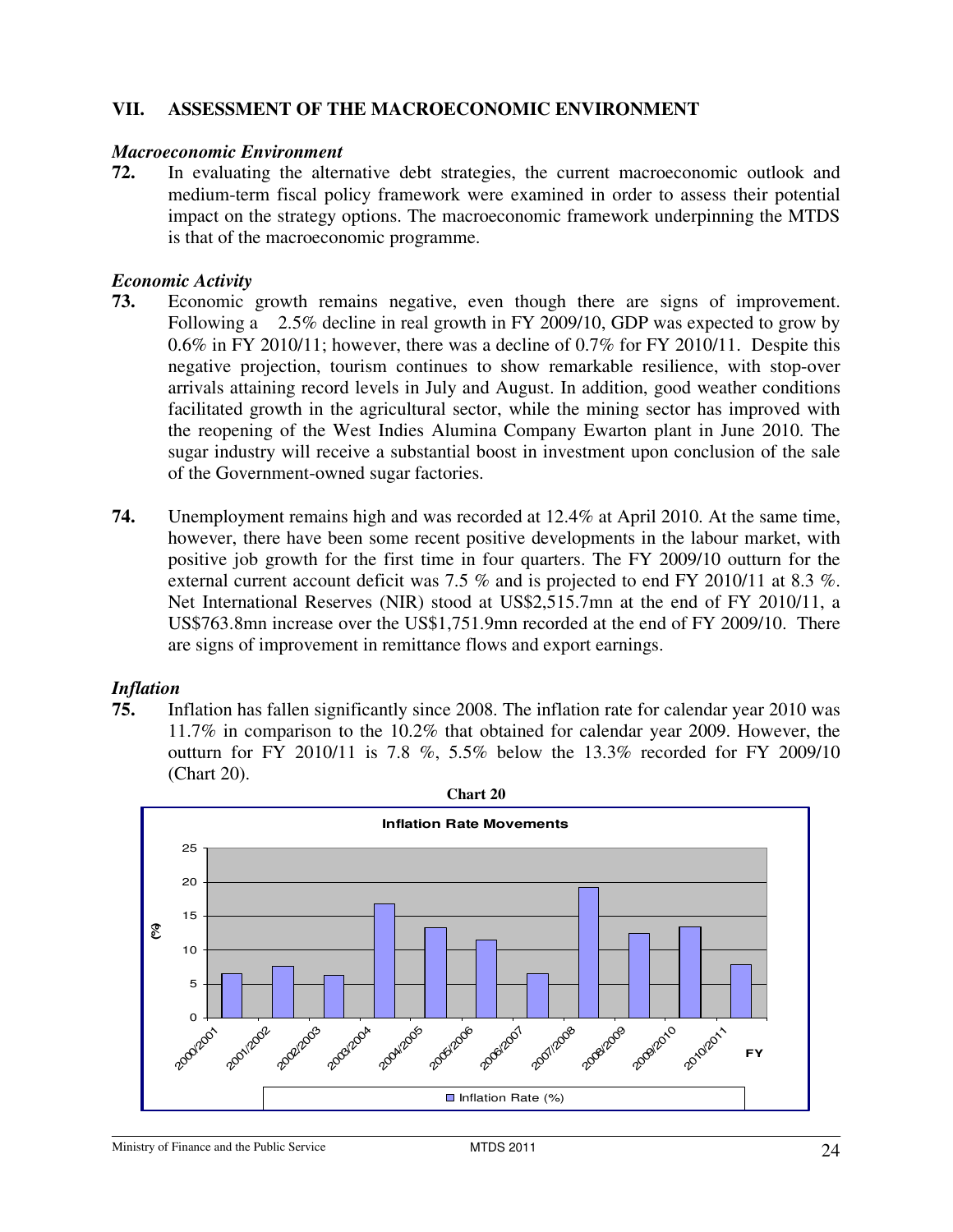## VII. ASSESSMENT OF THE MACROECONOMIC ENVIRONMENT

### *Macroeconomic Environment*

**72.** In evaluating the alternative debt strategies, the current macroeconomic outlook and medium-term fiscal policy framework were examined in order to assess their potential impact on the strategy options. The macroeconomic framework underpinning the MTDS is that of the macroeconomic programme.

### *Economic Activity*

**73.** Economic growth remains negative, even though there are signs of improvement. Following a 2.5% decline in real growth in FY 2009/10, GDP was expected to grow by 0.6% in FY 2010/11; however, there was a decline of 0.7% for FY 2010/11. Despite this negative projection, tourism continues to show remarkable resilience, with stop-over arrivals attaining record levels in July and August. In addition, good weather conditions facilitated growth in the agricultural sector, while the mining sector has improved with the reopening of the West Indies Alumina Company Ewarton plant in June 2010. The sugar industry will receive a substantial boost in investment upon conclusion of the sale of the Government-owned sugar factories.

**74.** Unemployment remains high and was recorded at 12.4% at April 2010. At the same time, however, there have been some recent positive developments in the labour market, with positive job growth for the first time in four quarters. The FY 2009/10 outturn for the external current account deficit was 7.5 % and is projected to end FY 2010/11 at 8.3 %. Net International Reserves (NIR) stood at US$2,515.7mn at the end of FY 2010/11, a US$763.8mn increase over the US$1,751.9mn recorded at the end of FY 2009/10. There are signs of improvement in remittance flows and export earnings.

### *Inflation*

**75.** Inflation has fallen significantly since 2008. The inflation rate for calendar year 2010 was 11.7% in comparison to the 10.2% that obtained for calendar year 2009. However, the outturn for FY 2010/11 is 7.8 %, 5.5% below the 13.3% recorded for FY 2009/10 (Chart 20).

**Chart 20**

**Inflation Rate Movements**

(Bar chart: Inflation Rate (%) by FY, 2000/2001 to 2010/2011; y-axis (%) 0–25)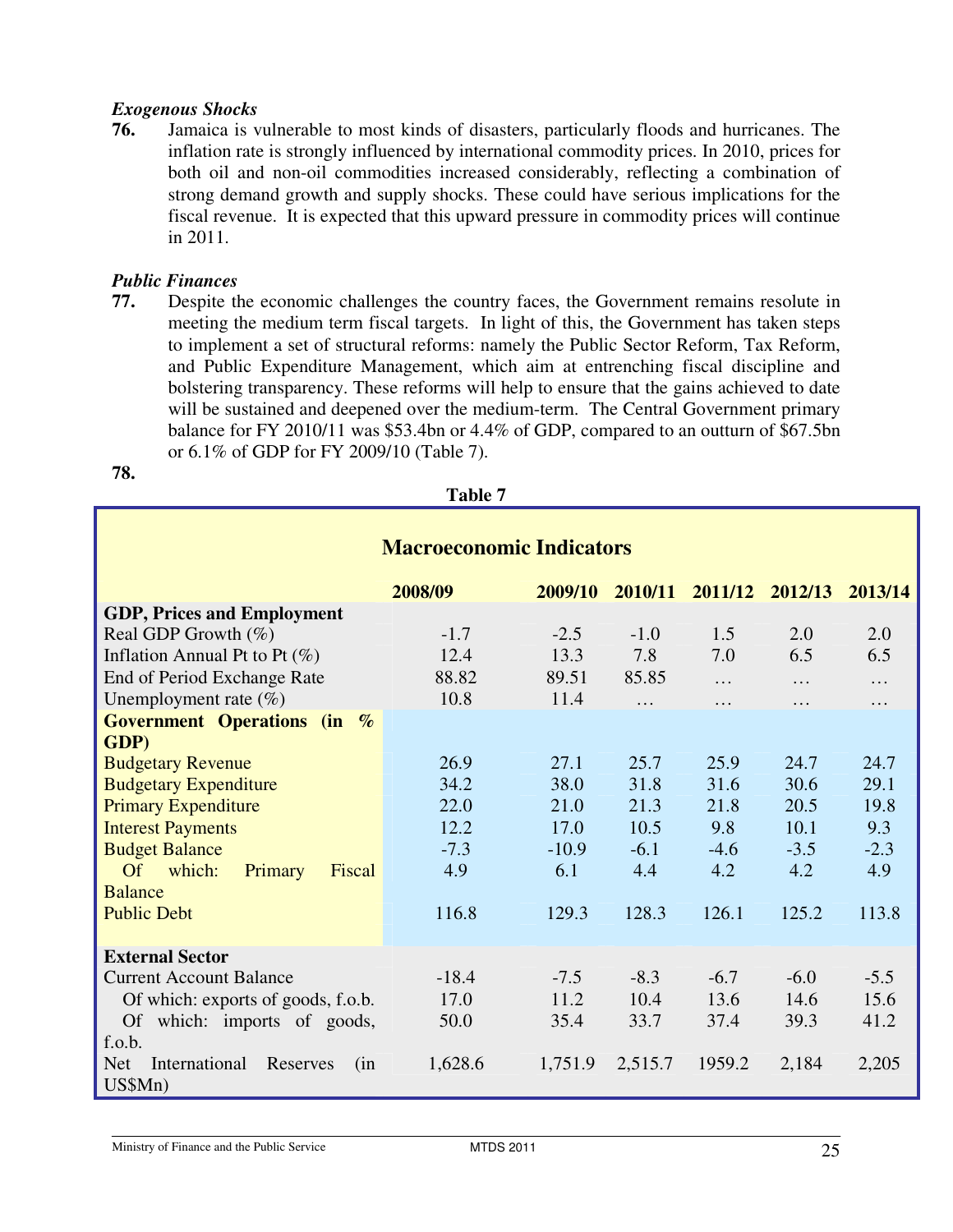*Exogenous Shocks*

**76.** Jamaica is vulnerable to most kinds of disasters, particularly floods and hurricanes. The inflation rate is strongly influenced by international commodity prices. In 2010, prices for both oil and non-oil commodities increased considerably, reflecting a combination of strong demand growth and supply shocks. These could have serious implications for the fiscal revenue. It is expected that this upward pressure in commodity prices will continue in 2011.

*Public Finances*

**77.** Despite the economic challenges the country faces, the Government remains resolute in meeting the medium term fiscal targets. In light of this, the Government has taken steps to implement a set of structural reforms: namely the Public Sector Reform, Tax Reform, and Public Expenditure Management, which aim at entrenching fiscal discipline and bolstering transparency. These reforms will help to ensure that the gains achieved to date will be sustained and deepened over the medium-term. The Central Government primary balance for FY 2010/11 was $53.4bn or 4.4% of GDP, compared to an outturn of $67.5bn or 6.1% of GDP for FY 2009/10 (Table 7).

**78.**

**Table 7**

**Macroeconomic Indicators**

| | 2008/09 | 2009/10 | 2010/11 | 2011/12 | 2012/13 | 2013/14 |
|---|---|---|---|---|---|---|
| **GDP, Prices and Employment** | | | | | | |
| Real GDP Growth (%) | -1.7 | -2.5 | -1.0 | 1.5 | 2.0 | 2.0 |
| Inflation Annual Pt to Pt (%) | 12.4 | 13.3 | 7.8 | 7.0 | 6.5 | 6.5 |
| End of Period Exchange Rate | 88.82 | 89.51 | 85.85 | … | … | … |
| Unemployment rate (%) | 10.8 | 11.4 | … | … | … | … |
| **Government Operations (in % GDP)** | | | | | | |
| Budgetary Revenue | 26.9 | 27.1 | 25.7 | 25.9 | 24.7 | 24.7 |
| Budgetary Expenditure | 34.2 | 38.0 | 31.8 | 31.6 | 30.6 | 29.1 |
| Primary Expenditure | 22.0 | 21.0 | 21.3 | 21.8 | 20.5 | 19.8 |
| Interest Payments | 12.2 | 17.0 | 10.5 | 9.8 | 10.1 | 9.3 |
| Budget Balance | -7.3 | -10.9 | -6.1 | -4.6 | -3.5 | -2.3 |
| Of which: Primary Fiscal Balance | 4.9 | 6.1 | 4.4 | 4.2 | 4.2 | 4.9 |
| Public Debt | 116.8 | 129.3 | 128.3 | 126.1 | 125.2 | 113.8 |
| **External Sector** | | | | | | |
| Current Account Balance | -18.4 | -7.5 | -8.3 | -6.7 | -6.0 | -5.5 |
| Of which: exports of goods, f.o.b. | 17.0 | 11.2 | 10.4 | 13.6 | 14.6 | 15.6 |
| Of which: imports of goods, f.o.b. | 50.0 | 35.4 | 33.7 | 37.4 | 39.3 | 41.2 |
| Net International Reserves (in US$Mn) | 1,628.6 | 1,751.9 | 2,515.7 | 1959.2 | 2,184 | 2,205 |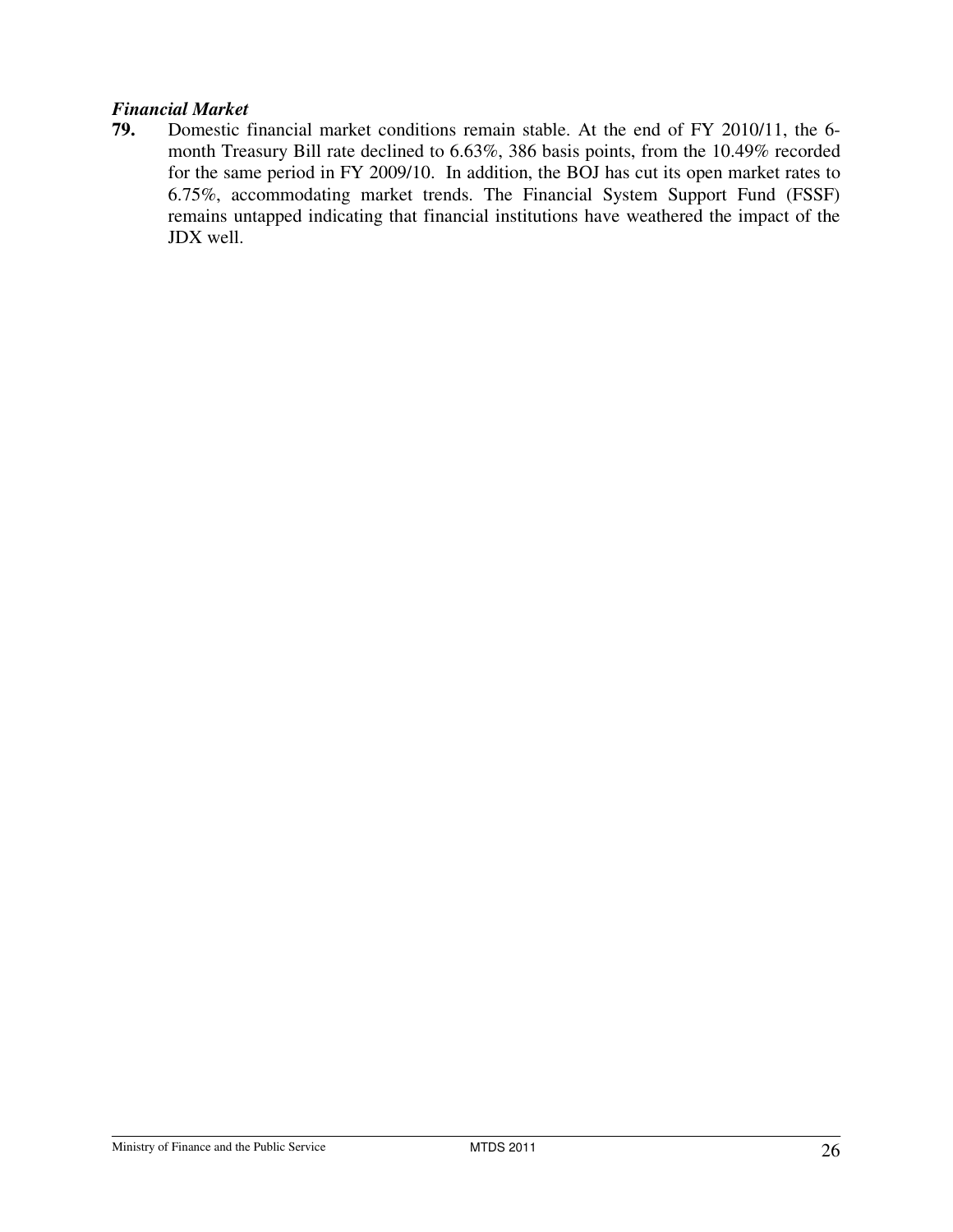### *Financial Market*

**79.** Domestic financial market conditions remain stable. At the end of FY 2010/11, the 6-month Treasury Bill rate declined to 6.63%, 386 basis points, from the 10.49% recorded for the same period in FY 2009/10. In addition, the BOJ has cut its open market rates to 6.75%, accommodating market trends. The Financial System Support Fund (FSSF) remains untapped indicating that financial institutions have weathered the impact of the JDX well.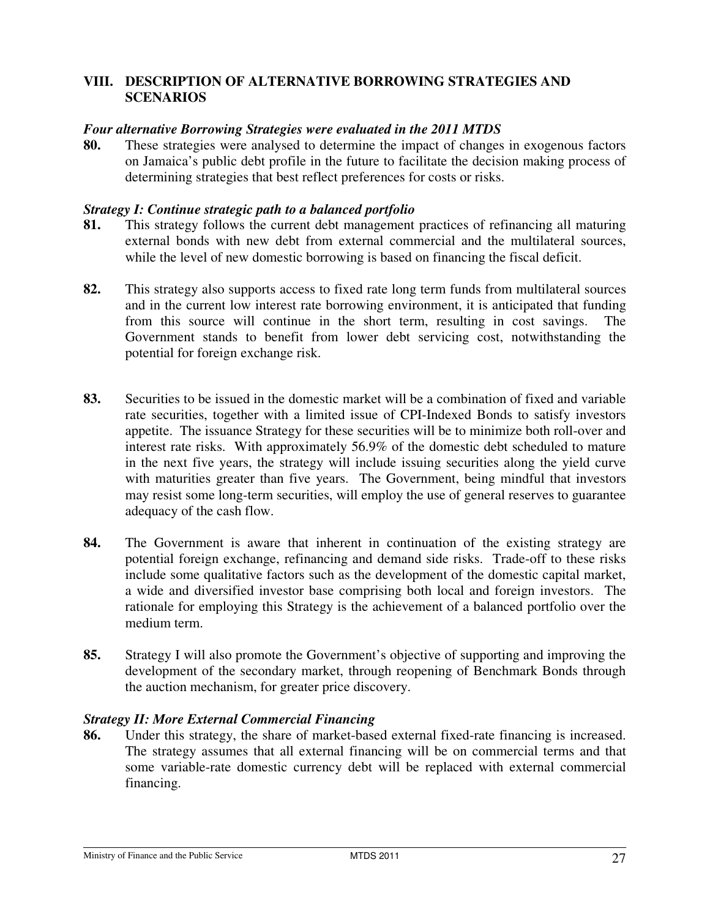## VIII. DESCRIPTION OF ALTERNATIVE BORROWING STRATEGIES AND SCENARIOS

***Four alternative Borrowing Strategies were evaluated in the 2011 MTDS***

**80.** These strategies were analysed to determine the impact of changes in exogenous factors on Jamaica's public debt profile in the future to facilitate the decision making process of determining strategies that best reflect preferences for costs or risks.

***Strategy I: Continue strategic path to a balanced portfolio***

**81.** This strategy follows the current debt management practices of refinancing all maturing external bonds with new debt from external commercial and the multilateral sources, while the level of new domestic borrowing is based on financing the fiscal deficit.

**82.** This strategy also supports access to fixed rate long term funds from multilateral sources and in the current low interest rate borrowing environment, it is anticipated that funding from this source will continue in the short term, resulting in cost savings. The Government stands to benefit from lower debt servicing cost, notwithstanding the potential for foreign exchange risk.

**83.** Securities to be issued in the domestic market will be a combination of fixed and variable rate securities, together with a limited issue of CPI-Indexed Bonds to satisfy investors appetite. The issuance Strategy for these securities will be to minimize both roll-over and interest rate risks. With approximately 56.9% of the domestic debt scheduled to mature in the next five years, the strategy will include issuing securities along the yield curve with maturities greater than five years. The Government, being mindful that investors may resist some long-term securities, will employ the use of general reserves to guarantee adequacy of the cash flow.

**84.** The Government is aware that inherent in continuation of the existing strategy are potential foreign exchange, refinancing and demand side risks. Trade-off to these risks include some qualitative factors such as the development of the domestic capital market, a wide and diversified investor base comprising both local and foreign investors. The rationale for employing this Strategy is the achievement of a balanced portfolio over the medium term.

**85.** Strategy I will also promote the Government's objective of supporting and improving the development of the secondary market, through reopening of Benchmark Bonds through the auction mechanism, for greater price discovery.

***Strategy II: More External Commercial Financing***

**86.** Under this strategy, the share of market-based external fixed-rate financing is increased. The strategy assumes that all external financing will be on commercial terms and that some variable-rate domestic currency debt will be replaced with external commercial financing.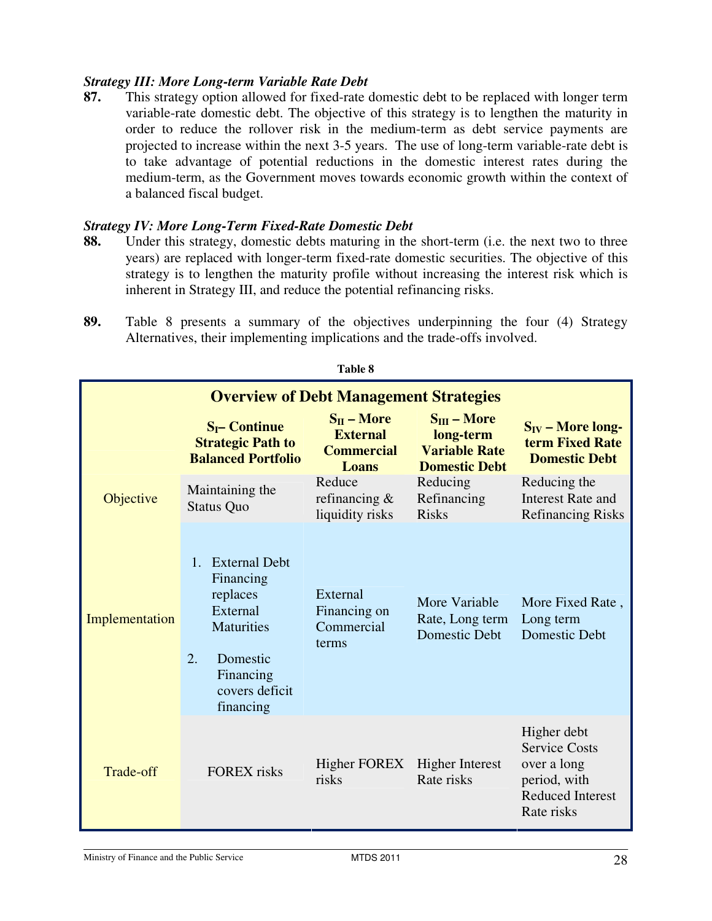***Strategy III: More Long-term Variable Rate Debt***

**87.** This strategy option allowed for fixed-rate domestic debt to be replaced with longer term variable-rate domestic debt. The objective of this strategy is to lengthen the maturity in order to reduce the rollover risk in the medium-term as debt service payments are projected to increase within the next 3-5 years. The use of long-term variable-rate debt is to take advantage of potential reductions in the domestic interest rates during the medium-term, as the Government moves towards economic growth within the context of a balanced fiscal budget.

***Strategy IV: More Long-Term Fixed-Rate Domestic Debt***

**88.** Under this strategy, domestic debts maturing in the short-term (i.e. the next two to three years) are replaced with longer-term fixed-rate domestic securities. The objective of this strategy is to lengthen the maturity profile without increasing the interest risk which is inherent in Strategy III, and reduce the potential refinancing risks.

**89.** Table 8 presents a summary of the objectives underpinning the four (4) Strategy Alternatives, their implementing implications and the trade-offs involved.

**Table 8**

**Overview of Debt Management Strategies**

| | $S_{I}$ – Continue Strategic Path to Balanced Portfolio | $S_{II}$ – More External Commercial Loans | $S_{III}$ – More long-term Variable Rate Domestic Debt | $S_{IV}$ – More long-term Fixed Rate Domestic Debt |
|---|---|---|---|---|
| Objective | Maintaining the Status Quo | Reduce refinancing & liquidity risks | Reducing Refinancing Risks | Reducing the Interest Rate and Refinancing Risks |
| Implementation | 1. External Debt Financing replaces External Maturities<br>2. Domestic Financing covers deficit financing | External Financing on Commercial terms | More Variable Rate, Long term Domestic Debt | More Fixed Rate , Long term Domestic Debt |
| Trade-off | FOREX risks | Higher FOREX risks | Higher Interest Rate risks | Higher debt Service Costs over a long period, with Reduced Interest Rate risks |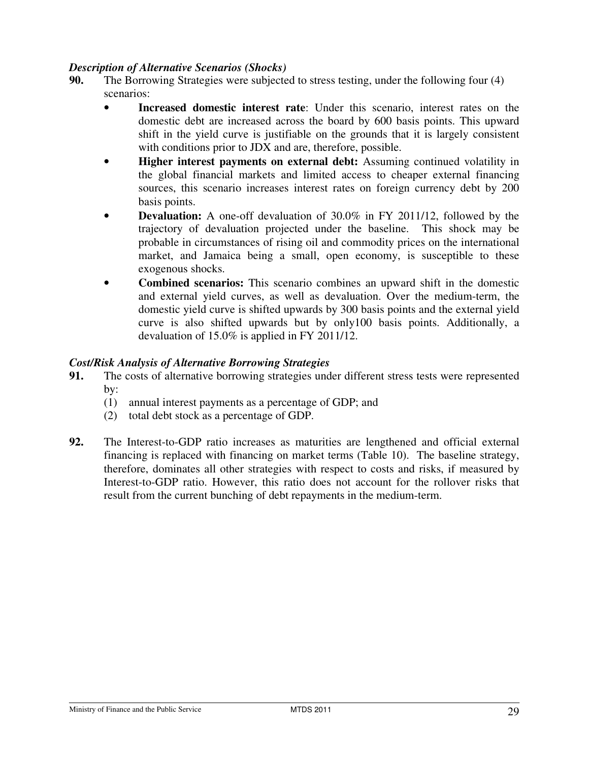***Description of Alternative Scenarios (Shocks)***

**90.** The Borrowing Strategies were subjected to stress testing, under the following four (4) scenarios:

- **Increased domestic interest rate**: Under this scenario, interest rates on the domestic debt are increased across the board by 600 basis points. This upward shift in the yield curve is justifiable on the grounds that it is largely consistent with conditions prior to JDX and are, therefore, possible.
- **Higher interest payments on external debt:** Assuming continued volatility in the global financial markets and limited access to cheaper external financing sources, this scenario increases interest rates on foreign currency debt by 200 basis points.
- **Devaluation:** A one-off devaluation of 30.0% in FY 2011/12, followed by the trajectory of devaluation projected under the baseline. This shock may be probable in circumstances of rising oil and commodity prices on the international market, and Jamaica being a small, open economy, is susceptible to these exogenous shocks.
- **Combined scenarios:** This scenario combines an upward shift in the domestic and external yield curves, as well as devaluation. Over the medium-term, the domestic yield curve is shifted upwards by 300 basis points and the external yield curve is also shifted upwards but by only100 basis points. Additionally, a devaluation of 15.0% is applied in FY 2011/12.

***Cost/Risk Analysis of Alternative Borrowing Strategies***

**91.** The costs of alternative borrowing strategies under different stress tests were represented by:

(1) annual interest payments as a percentage of GDP; and

(2) total debt stock as a percentage of GDP.

**92.** The Interest-to-GDP ratio increases as maturities are lengthened and official external financing is replaced with financing on market terms (Table 10). The baseline strategy, therefore, dominates all other strategies with respect to costs and risks, if measured by Interest-to-GDP ratio. However, this ratio does not account for the rollover risks that result from the current bunching of debt repayments in the medium-term.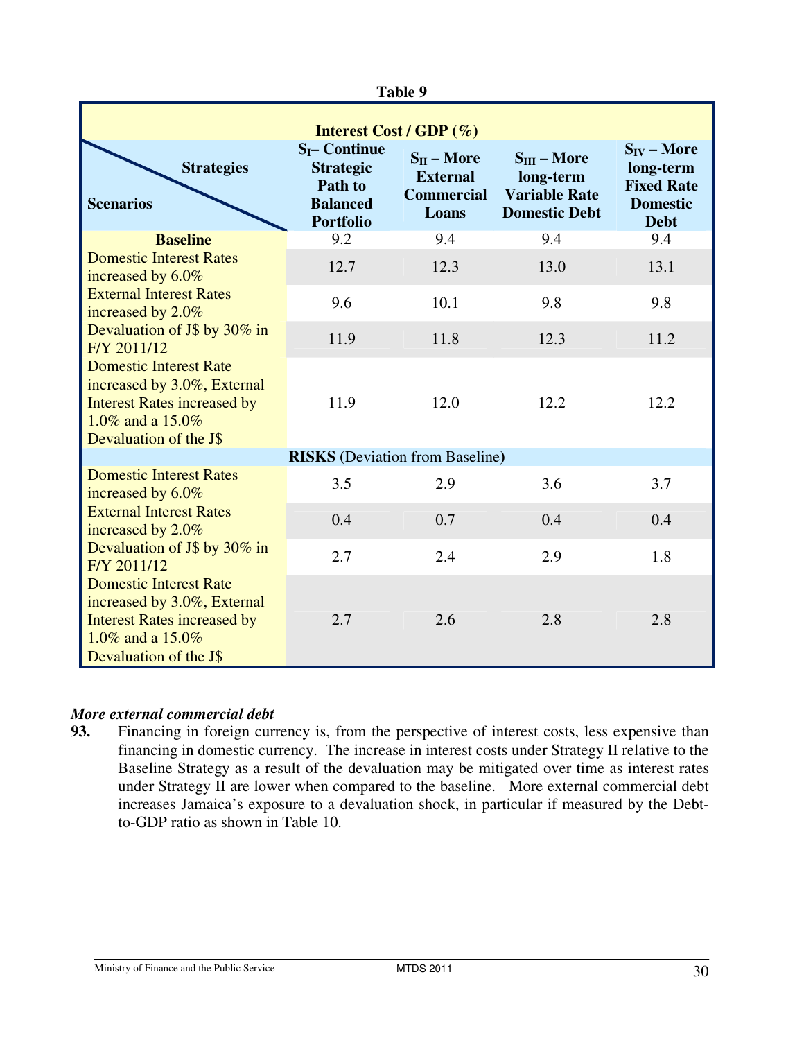**Table 9**

| Interest Cost / GDP (%) | | | | |
|---|---|---|---|---|
| Scenarios \ Strategies | $S_I$– Continue Strategic Path to Balanced Portfolio | $S_{II}$ – More External Commercial Loans | $S_{III}$ – More long-term Variable Rate Domestic Debt | $S_{IV}$ – More long-term Fixed Rate Domestic Debt |
| **Baseline** | 9.2 | 9.4 | 9.4 | 9.4 |
| Domestic Interest Rates increased by 6.0% | 12.7 | 12.3 | 13.0 | 13.1 |
| External Interest Rates increased by 2.0% | 9.6 | 10.1 | 9.8 | 9.8 |
| Devaluation of J$ by 30% in F/Y 2011/12 | 11.9 | 11.8 | 12.3 | 11.2 |
| Domestic Interest Rate increased by 3.0%, External Interest Rates increased by 1.0% and a 15.0% Devaluation of the J$ | 11.9 | 12.0 | 12.2 | 12.2 |
| **RISKS** (Deviation from Baseline) | | | | |
| Domestic Interest Rates increased by 6.0% | 3.5 | 2.9 | 3.6 | 3.7 |
| External Interest Rates increased by 2.0% | 0.4 | 0.7 | 0.4 | 0.4 |
| Devaluation of J$ by 30% in F/Y 2011/12 | 2.7 | 2.4 | 2.9 | 1.8 |
| Domestic Interest Rate increased by 3.0%, External Interest Rates increased by 1.0% and a 15.0% Devaluation of the J$ | 2.7 | 2.6 | 2.8 | 2.8 |

***More external commercial debt***

**93.** Financing in foreign currency is, from the perspective of interest costs, less expensive than financing in domestic currency. The increase in interest costs under Strategy II relative to the Baseline Strategy as a result of the devaluation may be mitigated over time as interest rates under Strategy II are lower when compared to the baseline. More external commercial debt increases Jamaica's exposure to a devaluation shock, in particular if measured by the Debt-to-GDP ratio as shown in Table 10.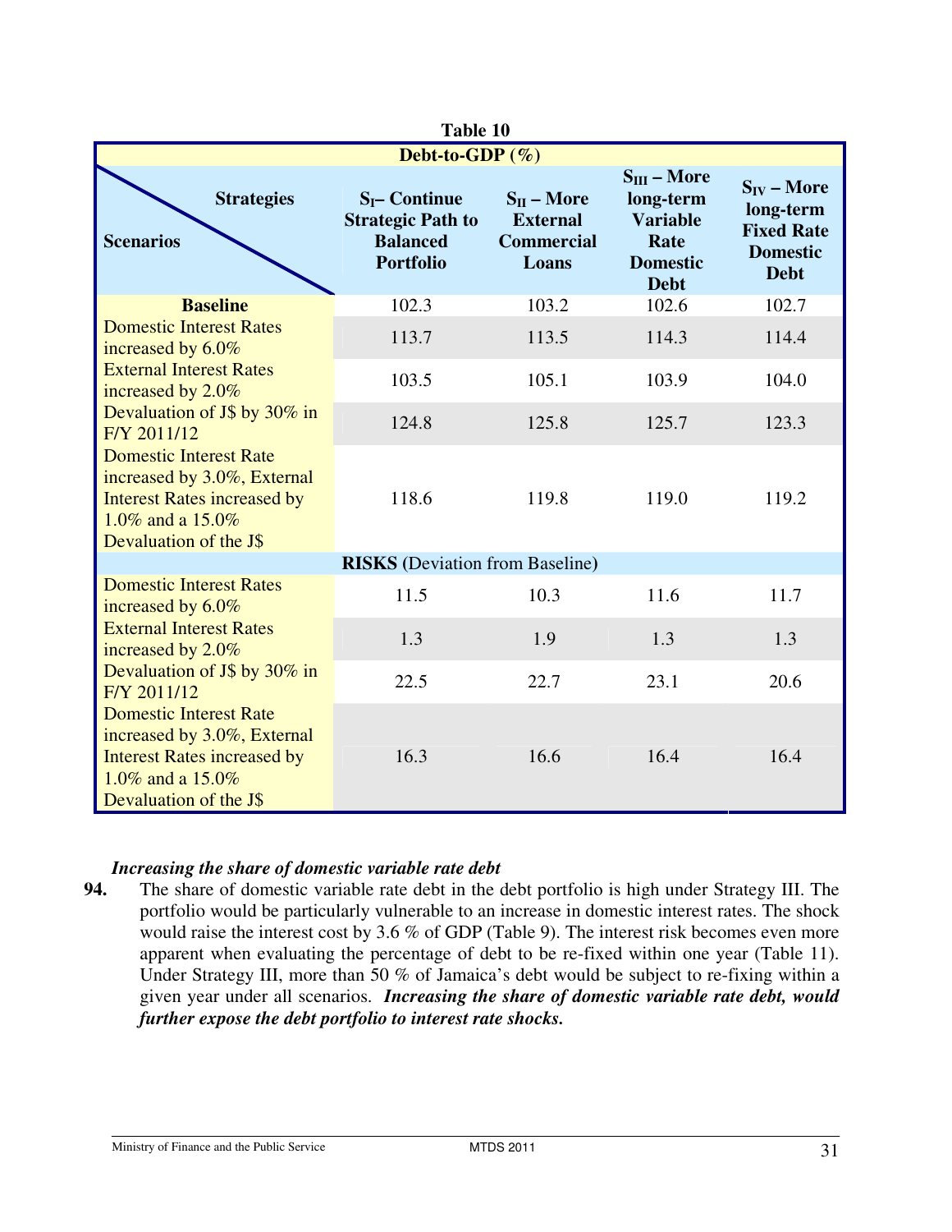**Table 10**

| Debt-to-GDP (%) | | | | |
|---|---|---|---|---|
| Scenarios / Strategies | $S_I$– Continue Strategic Path to Balanced Portfolio | $S_{II}$ – More External Commercial Loans | $S_{III}$ – More long-term Variable Rate Domestic Debt | $S_{IV}$ – More long-term Fixed Rate Domestic Debt |
| **Baseline** | 102.3 | 103.2 | 102.6 | 102.7 |
| Domestic Interest Rates increased by 6.0% | 113.7 | 113.5 | 114.3 | 114.4 |
| External Interest Rates increased by 2.0% | 103.5 | 105.1 | 103.9 | 104.0 |
| Devaluation of J$ by 30% in F/Y 2011/12 | 124.8 | 125.8 | 125.7 | 123.3 |
| Domestic Interest Rate increased by 3.0%, External Interest Rates increased by 1.0% and a 15.0% Devaluation of the J$ | 118.6 | 119.8 | 119.0 | 119.2 |
| **RISKS** (Deviation from Baseline) | | | | |
| Domestic Interest Rates increased by 6.0% | 11.5 | 10.3 | 11.6 | 11.7 |
| External Interest Rates increased by 2.0% | 1.3 | 1.9 | 1.3 | 1.3 |
| Devaluation of J$ by 30% in F/Y 2011/12 | 22.5 | 22.7 | 23.1 | 20.6 |
| Domestic Interest Rate increased by 3.0%, External Interest Rates increased by 1.0% and a 15.0% Devaluation of the J$ | 16.3 | 16.6 | 16.4 | 16.4 |

***Increasing the share of domestic variable rate debt***

**94.** The share of domestic variable rate debt in the debt portfolio is high under Strategy III. The portfolio would be particularly vulnerable to an increase in domestic interest rates. The shock would raise the interest cost by 3.6 % of GDP (Table 9). The interest risk becomes even more apparent when evaluating the percentage of debt to be re-fixed within one year (Table 11). Under Strategy III, more than 50 % of Jamaica's debt would be subject to re-fixing within a given year under all scenarios. ***Increasing the share of domestic variable rate debt, would further expose the debt portfolio to interest rate shocks.***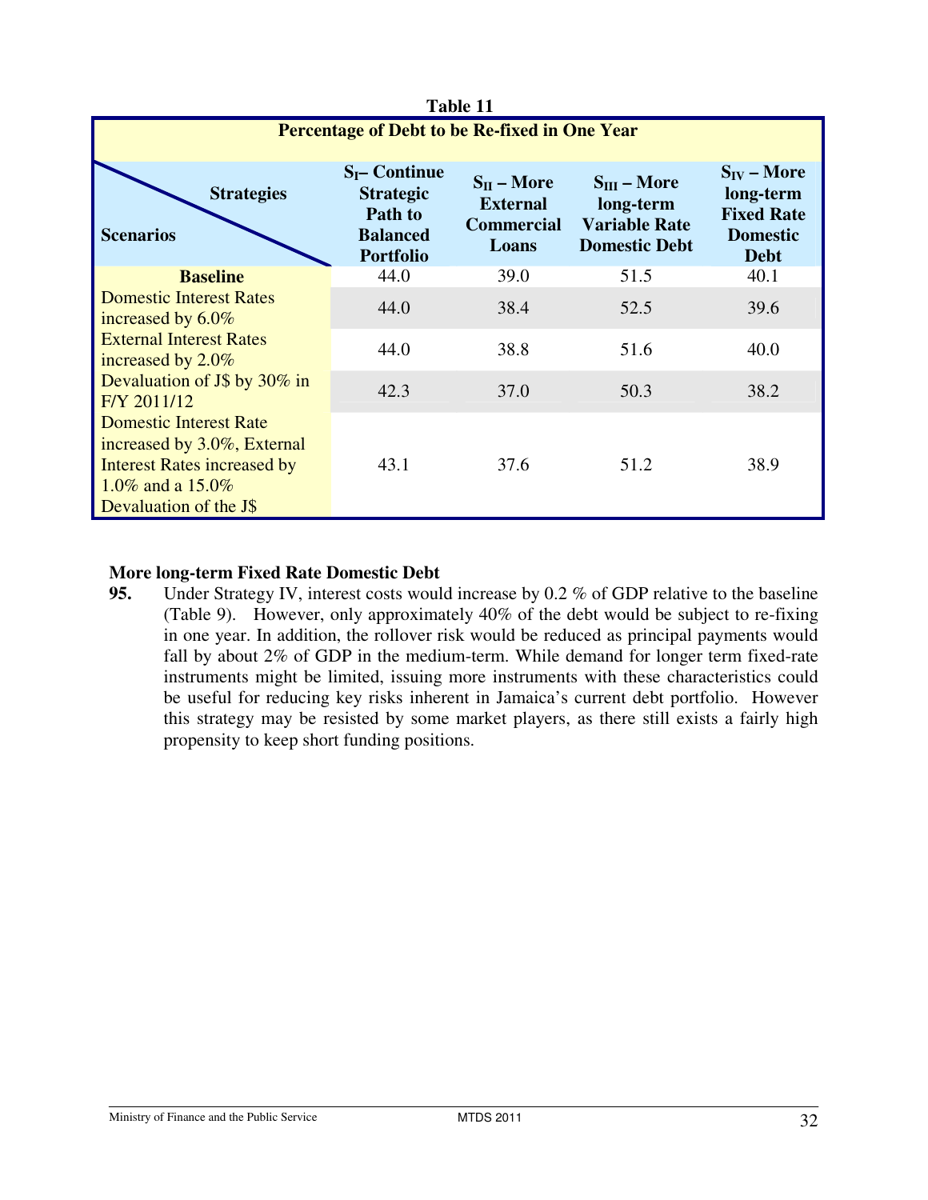**Table 11**

| Percentage of Debt to be Re-fixed in One Year | | | | |
|---|---|---|---|---|
| Strategies / Scenarios | $S_I$ – Continue Strategic Path to Balanced Portfolio | $S_{II}$ – More External Commercial Loans | $S_{III}$ – More long-term Variable Rate Domestic Debt | $S_{IV}$ – More long-term Fixed Rate Domestic Debt |
| **Baseline** | 44.0 | 39.0 | 51.5 | 40.1 |
| Domestic Interest Rates increased by 6.0% | 44.0 | 38.4 | 52.5 | 39.6 |
| External Interest Rates increased by 2.0% | 44.0 | 38.8 | 51.6 | 40.0 |
| Devaluation of J$ by 30% in F/Y 2011/12 | 42.3 | 37.0 | 50.3 | 38.2 |
| Domestic Interest Rate increased by 3.0%, External Interest Rates increased by 1.0% and a 15.0% Devaluation of the J$ | 43.1 | 37.6 | 51.2 | 38.9 |

**More long-term Fixed Rate Domestic Debt**

**95.** Under Strategy IV, interest costs would increase by 0.2 % of GDP relative to the baseline (Table 9). However, only approximately 40% of the debt would be subject to re-fixing in one year. In addition, the rollover risk would be reduced as principal payments would fall by about 2% of GDP in the medium-term. While demand for longer term fixed-rate instruments might be limited, issuing more instruments with these characteristics could be useful for reducing key risks inherent in Jamaica's current debt portfolio. However this strategy may be resisted by some market players, as there still exists a fairly high propensity to keep short funding positions.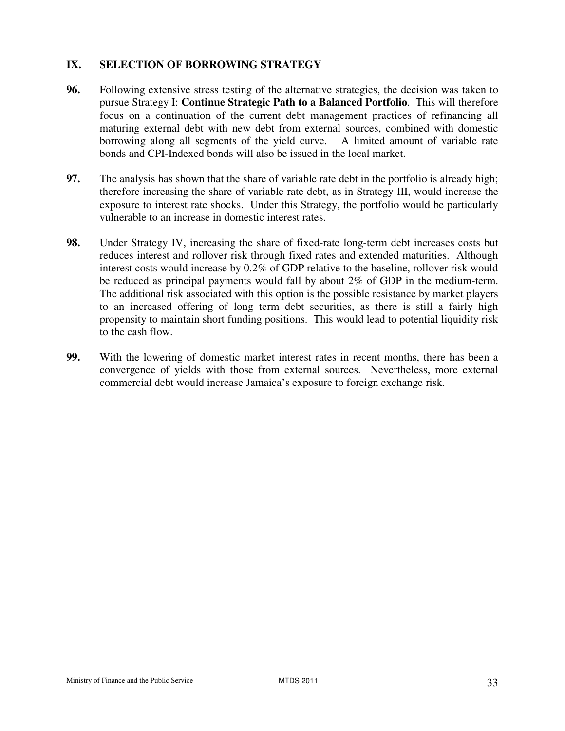## IX. SELECTION OF BORROWING STRATEGY

**96.** Following extensive stress testing of the alternative strategies, the decision was taken to pursue Strategy I: **Continue Strategic Path to a Balanced Portfolio**. This will therefore focus on a continuation of the current debt management practices of refinancing all maturing external debt with new debt from external sources, combined with domestic borrowing along all segments of the yield curve. A limited amount of variable rate bonds and CPI-Indexed bonds will also be issued in the local market.

**97.** The analysis has shown that the share of variable rate debt in the portfolio is already high; therefore increasing the share of variable rate debt, as in Strategy III, would increase the exposure to interest rate shocks. Under this Strategy, the portfolio would be particularly vulnerable to an increase in domestic interest rates.

**98.** Under Strategy IV, increasing the share of fixed-rate long-term debt increases costs but reduces interest and rollover risk through fixed rates and extended maturities. Although interest costs would increase by 0.2% of GDP relative to the baseline, rollover risk would be reduced as principal payments would fall by about 2% of GDP in the medium-term. The additional risk associated with this option is the possible resistance by market players to an increased offering of long term debt securities, as there is still a fairly high propensity to maintain short funding positions. This would lead to potential liquidity risk to the cash flow.

**99.** With the lowering of domestic market interest rates in recent months, there has been a convergence of yields with those from external sources. Nevertheless, more external commercial debt would increase Jamaica's exposure to foreign exchange risk.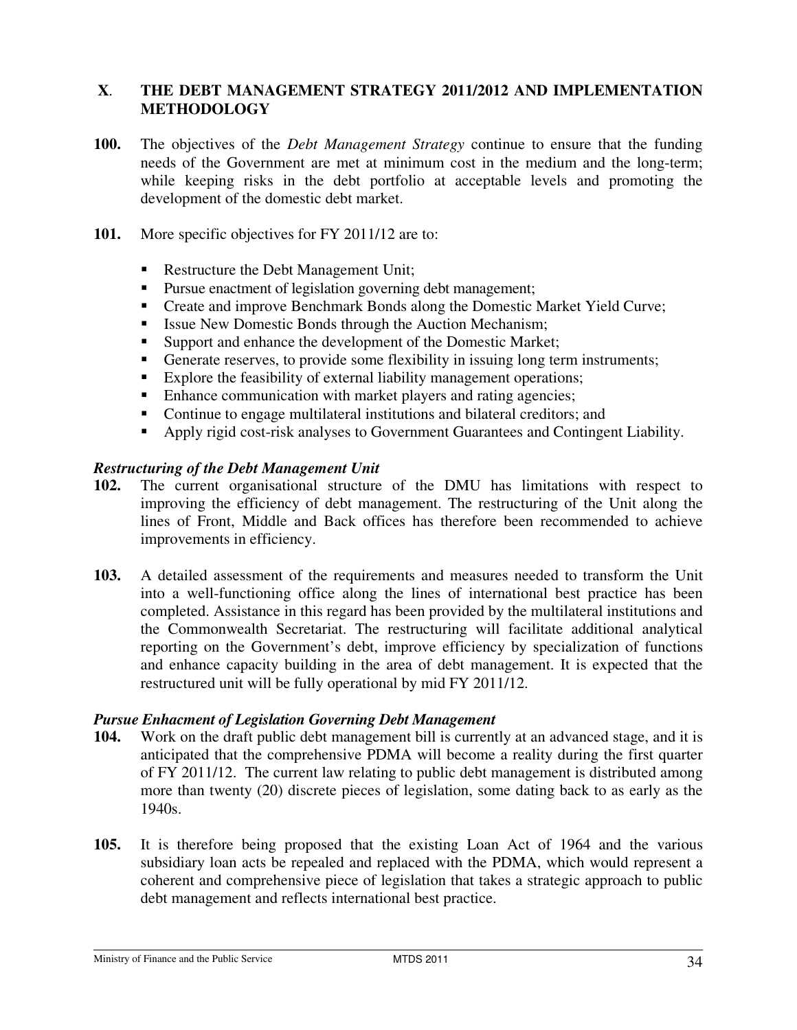## X. THE DEBT MANAGEMENT STRATEGY 2011/2012 AND IMPLEMENTATION METHODOLOGY

**100.** The objectives of the *Debt Management Strategy* continue to ensure that the funding needs of the Government are met at minimum cost in the medium and the long-term; while keeping risks in the debt portfolio at acceptable levels and promoting the development of the domestic debt market.

**101.** More specific objectives for FY 2011/12 are to:

- Restructure the Debt Management Unit;
- Pursue enactment of legislation governing debt management;
- Create and improve Benchmark Bonds along the Domestic Market Yield Curve;
- Issue New Domestic Bonds through the Auction Mechanism;
- Support and enhance the development of the Domestic Market;
- Generate reserves, to provide some flexibility in issuing long term instruments;
- Explore the feasibility of external liability management operations;
- Enhance communication with market players and rating agencies;
- Continue to engage multilateral institutions and bilateral creditors; and
- Apply rigid cost-risk analyses to Government Guarantees and Contingent Liability.

### *Restructuring of the Debt Management Unit*

**102.** The current organisational structure of the DMU has limitations with respect to improving the efficiency of debt management. The restructuring of the Unit along the lines of Front, Middle and Back offices has therefore been recommended to achieve improvements in efficiency.

**103.** A detailed assessment of the requirements and measures needed to transform the Unit into a well-functioning office along the lines of international best practice has been completed. Assistance in this regard has been provided by the multilateral institutions and the Commonwealth Secretariat. The restructuring will facilitate additional analytical reporting on the Government's debt, improve efficiency by specialization of functions and enhance capacity building in the area of debt management. It is expected that the restructured unit will be fully operational by mid FY 2011/12.

### *Pursue Enhacment of Legislation Governing Debt Management*

**104.** Work on the draft public debt management bill is currently at an advanced stage, and it is anticipated that the comprehensive PDMA will become a reality during the first quarter of FY 2011/12. The current law relating to public debt management is distributed among more than twenty (20) discrete pieces of legislation, some dating back to as early as the 1940s.

**105.** It is therefore being proposed that the existing Loan Act of 1964 and the various subsidiary loan acts be repealed and replaced with the PDMA, which would represent a coherent and comprehensive piece of legislation that takes a strategic approach to public debt management and reflects international best practice.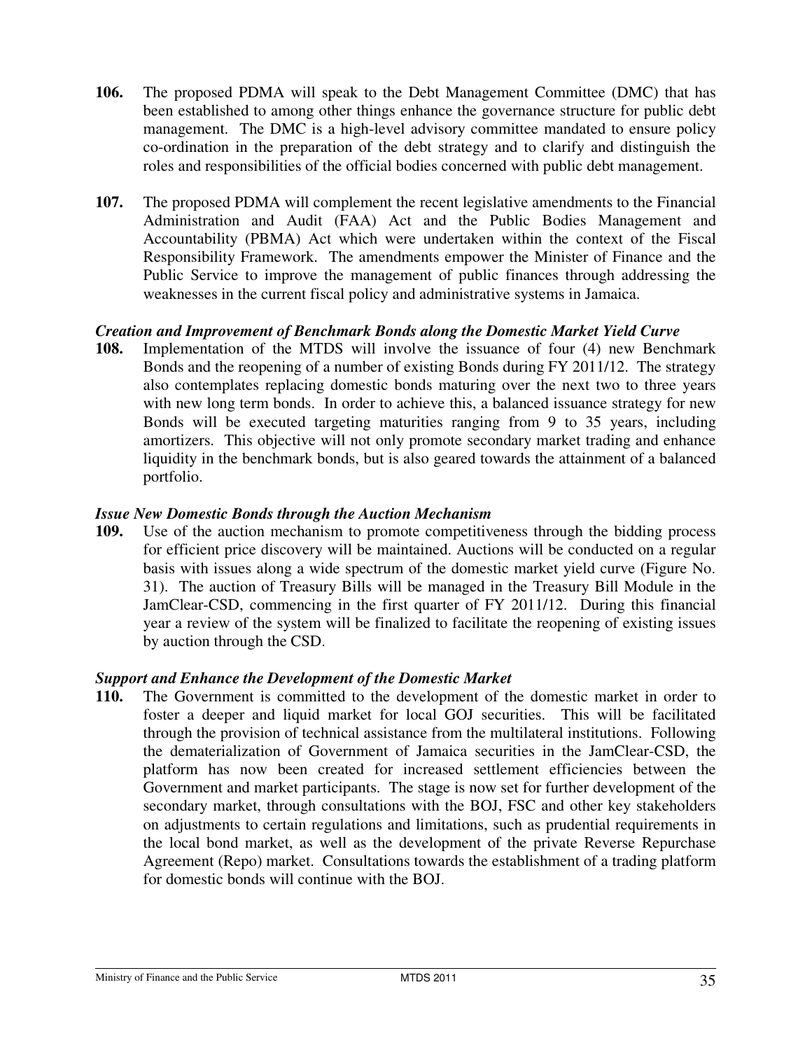**106.** The proposed PDMA will speak to the Debt Management Committee (DMC) that has been established to among other things enhance the governance structure for public debt management. The DMC is a high-level advisory committee mandated to ensure policy co-ordination in the preparation of the debt strategy and to clarify and distinguish the roles and responsibilities of the official bodies concerned with public debt management.

**107.** The proposed PDMA will complement the recent legislative amendments to the Financial Administration and Audit (FAA) Act and the Public Bodies Management and Accountability (PBMA) Act which were undertaken within the context of the Fiscal Responsibility Framework. The amendments empower the Minister of Finance and the Public Service to improve the management of public finances through addressing the weaknesses in the current fiscal policy and administrative systems in Jamaica.

***Creation and Improvement of Benchmark Bonds along the Domestic Market Yield Curve***

**108.** Implementation of the MTDS will involve the issuance of four (4) new Benchmark Bonds and the reopening of a number of existing Bonds during FY 2011/12. The strategy also contemplates replacing domestic bonds maturing over the next two to three years with new long term bonds. In order to achieve this, a balanced issuance strategy for new Bonds will be executed targeting maturities ranging from 9 to 35 years, including amortizers. This objective will not only promote secondary market trading and enhance liquidity in the benchmark bonds, but is also geared towards the attainment of a balanced portfolio.

***Issue New Domestic Bonds through the Auction Mechanism***

**109.** Use of the auction mechanism to promote competitiveness through the bidding process for efficient price discovery will be maintained. Auctions will be conducted on a regular basis with issues along a wide spectrum of the domestic market yield curve (Figure No. 31). The auction of Treasury Bills will be managed in the Treasury Bill Module in the JamClear-CSD, commencing in the first quarter of FY 2011/12. During this financial year a review of the system will be finalized to facilitate the reopening of existing issues by auction through the CSD.

***Support and Enhance the Development of the Domestic Market***

**110.** The Government is committed to the development of the domestic market in order to foster a deeper and liquid market for local GOJ securities. This will be facilitated through the provision of technical assistance from the multilateral institutions. Following the dematerialization of Government of Jamaica securities in the JamClear-CSD, the platform has now been created for increased settlement efficiencies between the Government and market participants. The stage is now set for further development of the secondary market, through consultations with the BOJ, FSC and other key stakeholders on adjustments to certain regulations and limitations, such as prudential requirements in the local bond market, as well as the development of the private Reverse Repurchase Agreement (Repo) market. Consultations towards the establishment of a trading platform for domestic bonds will continue with the BOJ.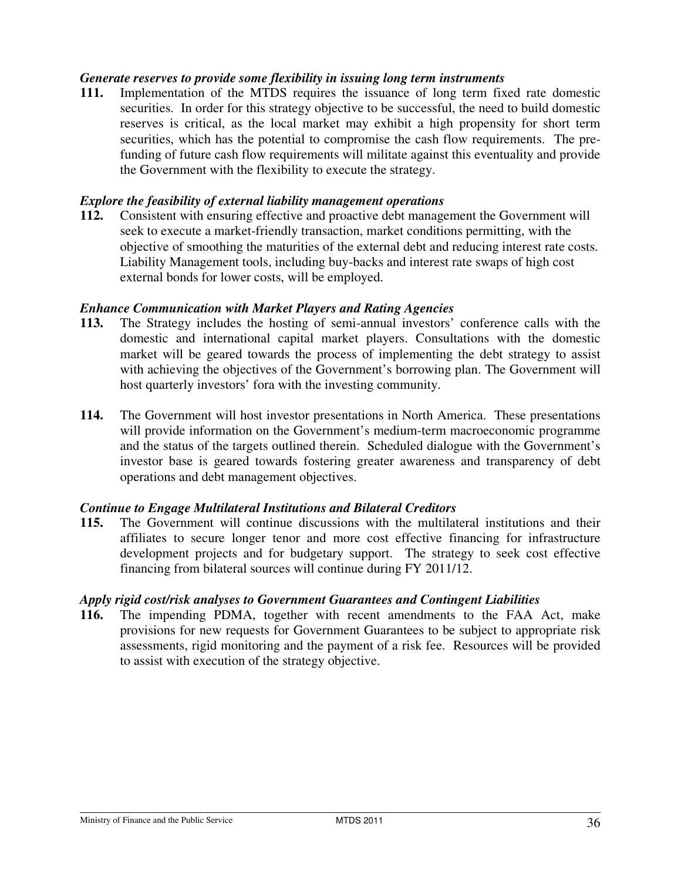***Generate reserves to provide some flexibility in issuing long term instruments***

**111.** Implementation of the MTDS requires the issuance of long term fixed rate domestic securities. In order for this strategy objective to be successful, the need to build domestic reserves is critical, as the local market may exhibit a high propensity for short term securities, which has the potential to compromise the cash flow requirements. The pre-funding of future cash flow requirements will militate against this eventuality and provide the Government with the flexibility to execute the strategy.

***Explore the feasibility of external liability management operations***

**112.** Consistent with ensuring effective and proactive debt management the Government will seek to execute a market-friendly transaction, market conditions permitting, with the objective of smoothing the maturities of the external debt and reducing interest rate costs. Liability Management tools, including buy-backs and interest rate swaps of high cost external bonds for lower costs, will be employed.

***Enhance Communication with Market Players and Rating Agencies***

**113.** The Strategy includes the hosting of semi-annual investors' conference calls with the domestic and international capital market players. Consultations with the domestic market will be geared towards the process of implementing the debt strategy to assist with achieving the objectives of the Government's borrowing plan. The Government will host quarterly investors' fora with the investing community.

**114.** The Government will host investor presentations in North America. These presentations will provide information on the Government's medium-term macroeconomic programme and the status of the targets outlined therein. Scheduled dialogue with the Government's investor base is geared towards fostering greater awareness and transparency of debt operations and debt management objectives.

***Continue to Engage Multilateral Institutions and Bilateral Creditors***

**115.** The Government will continue discussions with the multilateral institutions and their affiliates to secure longer tenor and more cost effective financing for infrastructure development projects and for budgetary support. The strategy to seek cost effective financing from bilateral sources will continue during FY 2011/12.

***Apply rigid cost/risk analyses to Government Guarantees and Contingent Liabilities***

**116.** The impending PDMA, together with recent amendments to the FAA Act, make provisions for new requests for Government Guarantees to be subject to appropriate risk assessments, rigid monitoring and the payment of a risk fee. Resources will be provided to assist with execution of the strategy objective.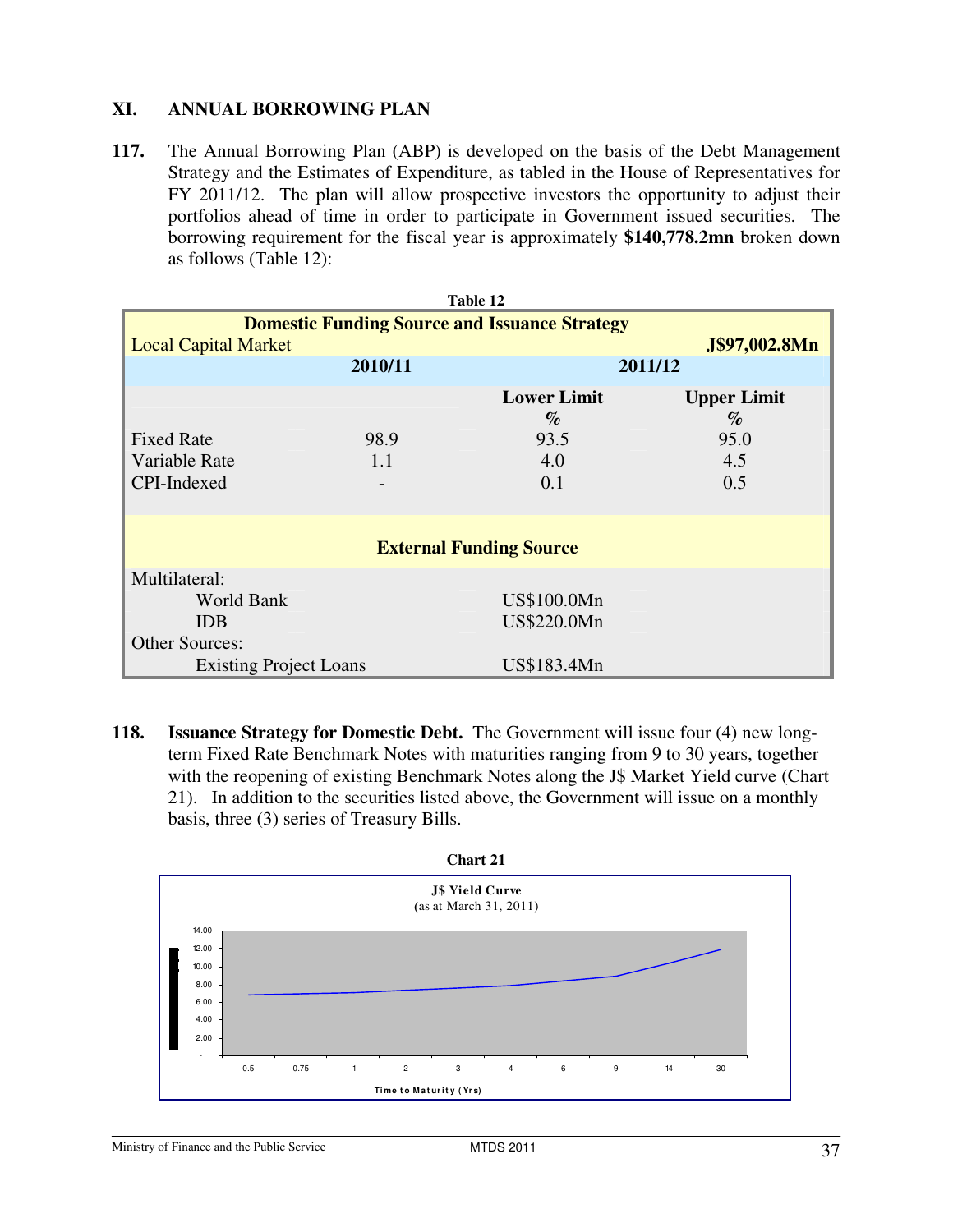## XI. ANNUAL BORROWING PLAN

**117.** The Annual Borrowing Plan (ABP) is developed on the basis of the Debt Management Strategy and the Estimates of Expenditure, as tabled in the House of Representatives for FY 2011/12. The plan will allow prospective investors the opportunity to adjust their portfolios ahead of time in order to participate in Government issued securities. The borrowing requirement for the fiscal year is approximately **$140,778.2mn** broken down as follows (Table 12):

**Table 12**

| Domestic Funding Source and Issuance Strategy | | | |
|---|---|---|---|
| Local Capital Market | | | **J$97,002.8Mn** |
| | **2010/11** | **2011/12** | |
| | | **Lower Limit %** | **Upper Limit %** |
| Fixed Rate | 98.9 | 93.5 | 95.0 |
| Variable Rate | 1.1 | 4.0 | 4.5 |
| CPI-Indexed | - | 0.1 | 0.5 |
| **External Funding Source** | | | |
| Multilateral: | | | |
| World Bank | | US$100.0Mn | |
| IDB | | US$220.0Mn | |
| Other Sources: | | | |
| Existing Project Loans | | US$183.4Mn | |

**118.** **Issuance Strategy for Domestic Debt.** The Government will issue four (4) new long-term Fixed Rate Benchmark Notes with maturities ranging from 9 to 30 years, together with the reopening of existing Benchmark Notes along the J$ Market Yield curve (Chart 21). In addition to the securities listed above, the Government will issue on a monthly basis, three (3) series of Treasury Bills.

**Chart 21**

**J$ Yield Curve**
(as at March 31, 2011)

Time to Maturity (Yrs)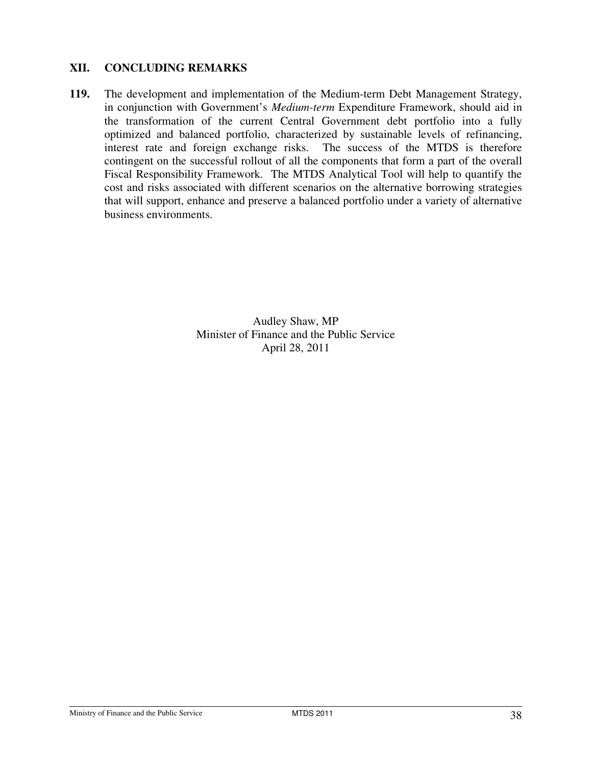## XII. CONCLUDING REMARKS

**119.** The development and implementation of the Medium-term Debt Management Strategy, in conjunction with Government's *Medium-term* Expenditure Framework, should aid in the transformation of the current Central Government debt portfolio into a fully optimized and balanced portfolio, characterized by sustainable levels of refinancing, interest rate and foreign exchange risks. The success of the MTDS is therefore contingent on the successful rollout of all the components that form a part of the overall Fiscal Responsibility Framework. The MTDS Analytical Tool will help to quantify the cost and risks associated with different scenarios on the alternative borrowing strategies that will support, enhance and preserve a balanced portfolio under a variety of alternative business environments.

Audley Shaw, MP
Minister of Finance and the Public Service
April 28, 2011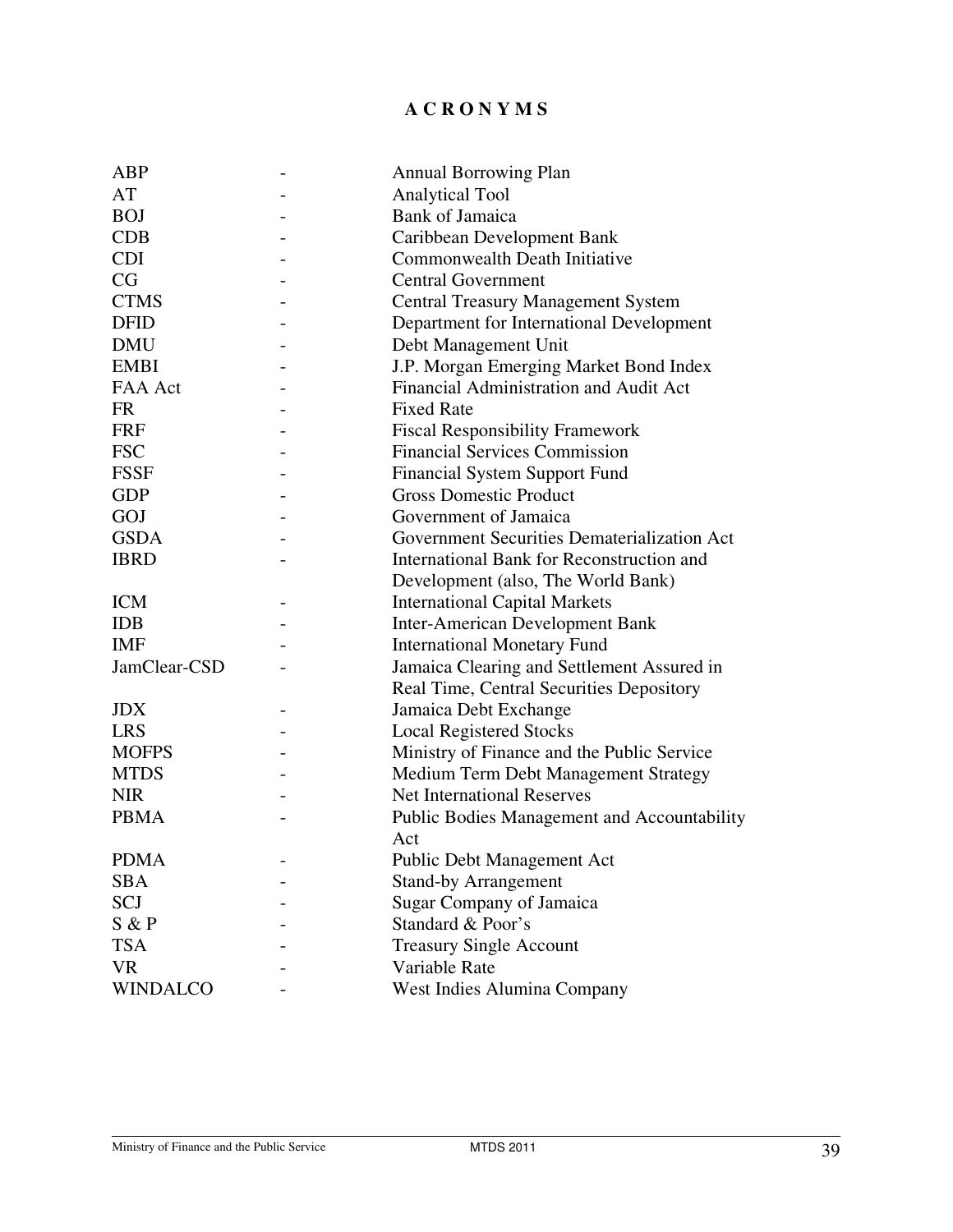# ACRONYMS

| | | |
|---|---|---|
| ABP | - | Annual Borrowing Plan |
| AT | - | Analytical Tool |
| BOJ | - | Bank of Jamaica |
| CDB | - | Caribbean Development Bank |
| CDI | - | Commonwealth Death Initiative |
| CG | - | Central Government |
| CTMS | - | Central Treasury Management System |
| DFID | - | Department for International Development |
| DMU | - | Debt Management Unit |
| EMBI | - | J.P. Morgan Emerging Market Bond Index |
| FAA Act | - | Financial Administration and Audit Act |
| FR | - | Fixed Rate |
| FRF | - | Fiscal Responsibility Framework |
| FSC | - | Financial Services Commission |
| FSSF | - | Financial System Support Fund |
| GDP | - | Gross Domestic Product |
| GOJ | - | Government of Jamaica |
| GSDA | - | Government Securities Dematerialization Act |
| IBRD | - | International Bank for Reconstruction and Development (also, The World Bank) |
| ICM | - | International Capital Markets |
| IDB | - | Inter-American Development Bank |
| IMF | - | International Monetary Fund |
| JamClear-CSD | - | Jamaica Clearing and Settlement Assured in Real Time, Central Securities Depository |
| JDX | - | Jamaica Debt Exchange |
| LRS | - | Local Registered Stocks |
| MOFPS | - | Ministry of Finance and the Public Service |
| MTDS | - | Medium Term Debt Management Strategy |
| NIR | - | Net International Reserves |
| PBMA | - | Public Bodies Management and Accountability Act |
| PDMA | - | Public Debt Management Act |
| SBA | - | Stand-by Arrangement |
| SCJ | - | Sugar Company of Jamaica |
| S & P | - | Standard & Poor's |
| TSA | - | Treasury Single Account |
| VR | - | Variable Rate |
| WINDALCO | - | West Indies Alumina Company |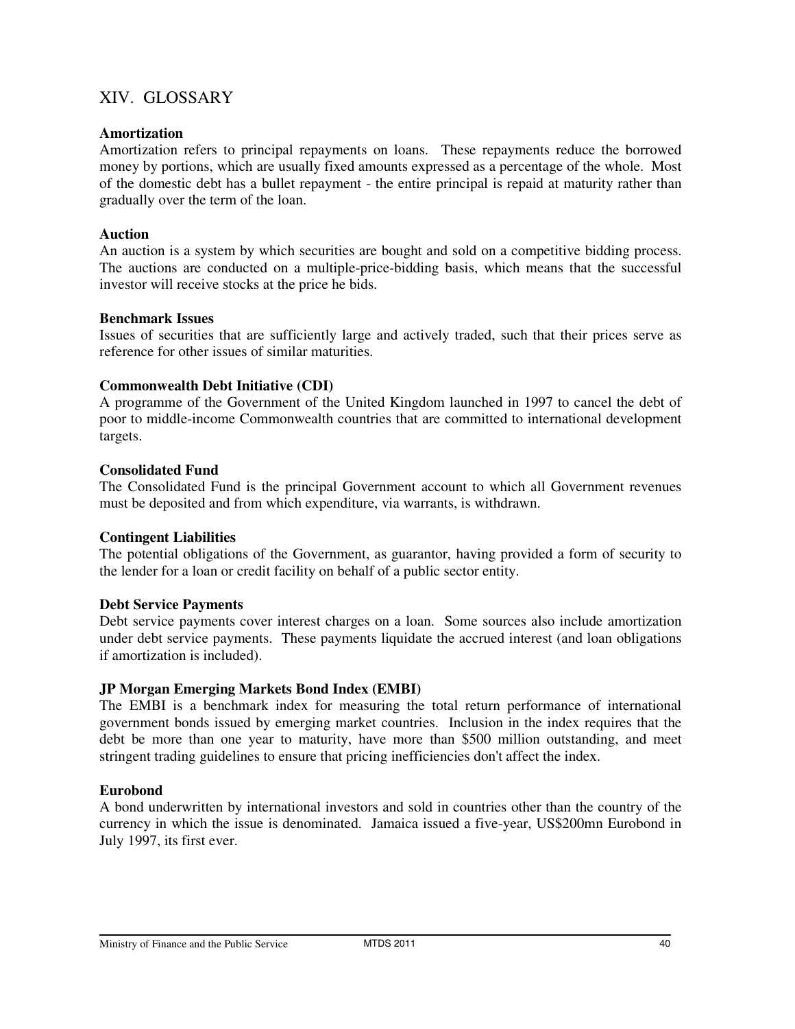## XIV. GLOSSARY

**Amortization**
Amortization refers to principal repayments on loans. These repayments reduce the borrowed money by portions, which are usually fixed amounts expressed as a percentage of the whole. Most of the domestic debt has a bullet repayment - the entire principal is repaid at maturity rather than gradually over the term of the loan.

**Auction**
An auction is a system by which securities are bought and sold on a competitive bidding process. The auctions are conducted on a multiple-price-bidding basis, which means that the successful investor will receive stocks at the price he bids.

**Benchmark Issues**
Issues of securities that are sufficiently large and actively traded, such that their prices serve as reference for other issues of similar maturities.

**Commonwealth Debt Initiative (CDI)**
A programme of the Government of the United Kingdom launched in 1997 to cancel the debt of poor to middle-income Commonwealth countries that are committed to international development targets.

**Consolidated Fund**
The Consolidated Fund is the principal Government account to which all Government revenues must be deposited and from which expenditure, via warrants, is withdrawn.

**Contingent Liabilities**
The potential obligations of the Government, as guarantor, having provided a form of security to the lender for a loan or credit facility on behalf of a public sector entity.

**Debt Service Payments**
Debt service payments cover interest charges on a loan. Some sources also include amortization under debt service payments. These payments liquidate the accrued interest (and loan obligations if amortization is included).

**JP Morgan Emerging Markets Bond Index (EMBI)**
The EMBI is a benchmark index for measuring the total return performance of international government bonds issued by emerging market countries. Inclusion in the index requires that the debt be more than one year to maturity, have more than $500 million outstanding, and meet stringent trading guidelines to ensure that pricing inefficiencies don't affect the index.

**Eurobond**
A bond underwritten by international investors and sold in countries other than the country of the currency in which the issue is denominated. Jamaica issued a five-year, US$200mn Eurobond in July 1997, its first ever.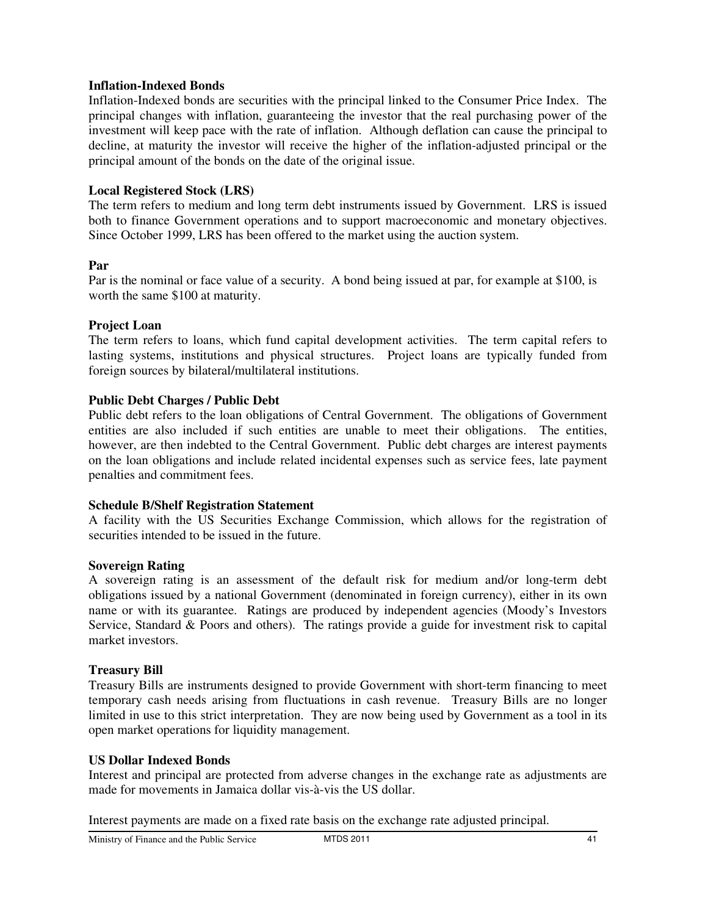**Inflation-Indexed Bonds**

Inflation-Indexed bonds are securities with the principal linked to the Consumer Price Index. The principal changes with inflation, guaranteeing the investor that the real purchasing power of the investment will keep pace with the rate of inflation. Although deflation can cause the principal to decline, at maturity the investor will receive the higher of the inflation-adjusted principal or the principal amount of the bonds on the date of the original issue.

**Local Registered Stock (LRS)**

The term refers to medium and long term debt instruments issued by Government. LRS is issued both to finance Government operations and to support macroeconomic and monetary objectives. Since October 1999, LRS has been offered to the market using the auction system.

**Par**

Par is the nominal or face value of a security. A bond being issued at par, for example at $100, is worth the same $100 at maturity.

**Project Loan**

The term refers to loans, which fund capital development activities. The term capital refers to lasting systems, institutions and physical structures. Project loans are typically funded from foreign sources by bilateral/multilateral institutions.

**Public Debt Charges / Public Debt**

Public debt refers to the loan obligations of Central Government. The obligations of Government entities are also included if such entities are unable to meet their obligations. The entities, however, are then indebted to the Central Government. Public debt charges are interest payments on the loan obligations and include related incidental expenses such as service fees, late payment penalties and commitment fees.

**Schedule B/Shelf Registration Statement**

A facility with the US Securities Exchange Commission, which allows for the registration of securities intended to be issued in the future.

**Sovereign Rating**

A sovereign rating is an assessment of the default risk for medium and/or long-term debt obligations issued by a national Government (denominated in foreign currency), either in its own name or with its guarantee. Ratings are produced by independent agencies (Moody's Investors Service, Standard & Poors and others). The ratings provide a guide for investment risk to capital market investors.

**Treasury Bill**

Treasury Bills are instruments designed to provide Government with short-term financing to meet temporary cash needs arising from fluctuations in cash revenue. Treasury Bills are no longer limited in use to this strict interpretation. They are now being used by Government as a tool in its open market operations for liquidity management.

**US Dollar Indexed Bonds**

Interest and principal are protected from adverse changes in the exchange rate as adjustments are made for movements in Jamaica dollar vis-à-vis the US dollar.

Interest payments are made on a fixed rate basis on the exchange rate adjusted principal.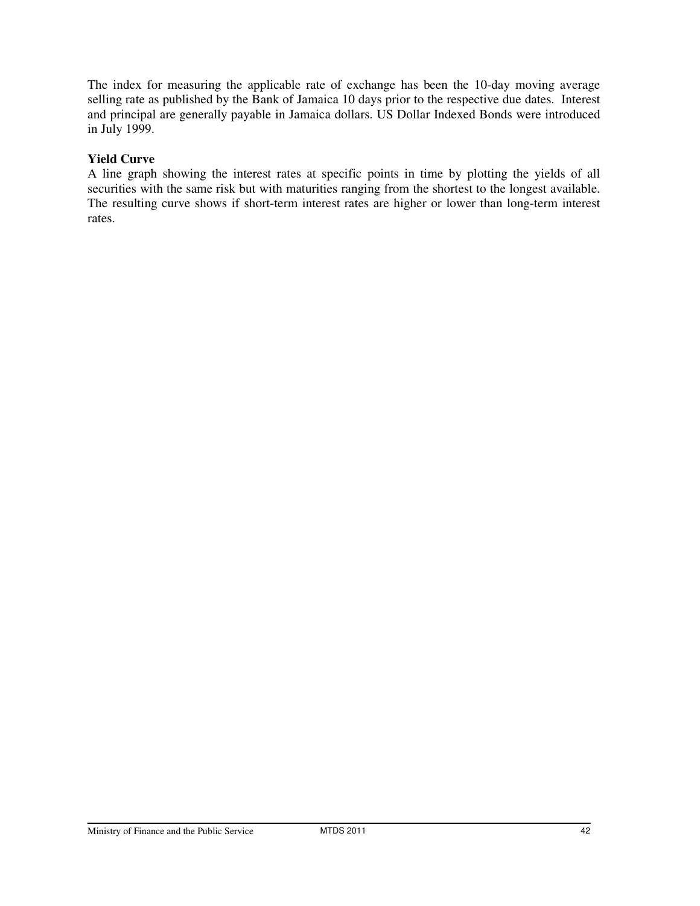The index for measuring the applicable rate of exchange has been the 10-day moving average selling rate as published by the Bank of Jamaica 10 days prior to the respective due dates. Interest and principal are generally payable in Jamaica dollars. US Dollar Indexed Bonds were introduced in July 1999.

**Yield Curve**

A line graph showing the interest rates at specific points in time by plotting the yields of all securities with the same risk but with maturities ranging from the shortest to the longest available. The resulting curve shows if short-term interest rates are higher or lower than long-term interest rates.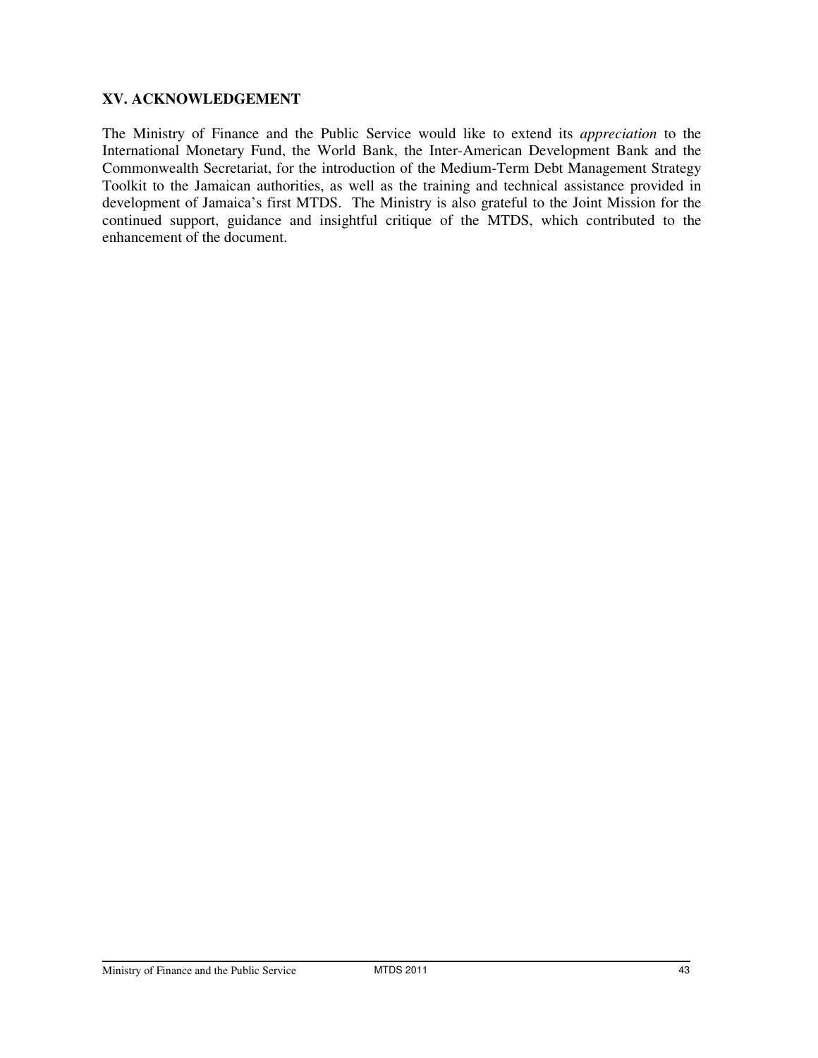## XV. ACKNOWLEDGEMENT

The Ministry of Finance and the Public Service would like to extend its *appreciation* to the International Monetary Fund, the World Bank, the Inter-American Development Bank and the Commonwealth Secretariat, for the introduction of the Medium-Term Debt Management Strategy Toolkit to the Jamaican authorities, as well as the training and technical assistance provided in development of Jamaica's first MTDS. The Ministry is also grateful to the Joint Mission for the continued support, guidance and insightful critique of the MTDS, which contributed to the enhancement of the document.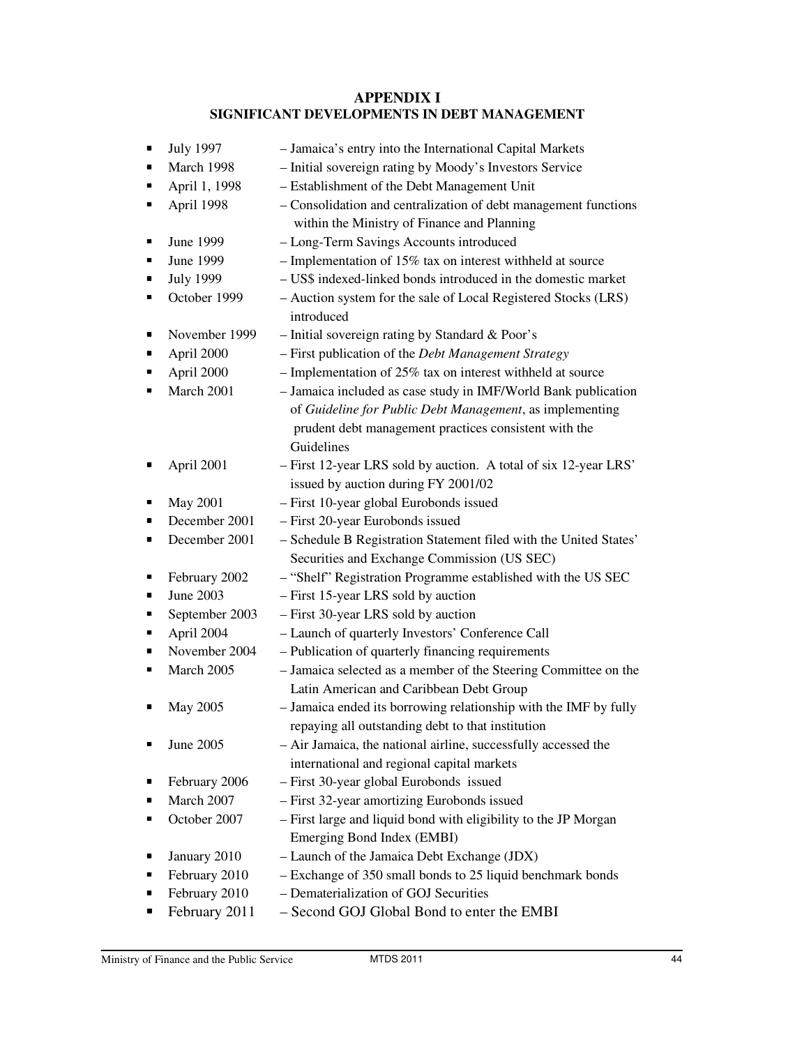# APPENDIX I
## SIGNIFICANT DEVELOPMENTS IN DEBT MANAGEMENT

- July 1997 – Jamaica's entry into the International Capital Markets
- March 1998 – Initial sovereign rating by Moody's Investors Service
- April 1, 1998 – Establishment of the Debt Management Unit
- April 1998 – Consolidation and centralization of debt management functions within the Ministry of Finance and Planning
- June 1999 – Long-Term Savings Accounts introduced
- June 1999 – Implementation of 15% tax on interest withheld at source
- July 1999 – US$ indexed-linked bonds introduced in the domestic market
- October 1999 – Auction system for the sale of Local Registered Stocks (LRS) introduced
- November 1999 – Initial sovereign rating by Standard & Poor's
- April 2000 – First publication of the *Debt Management Strategy*
- April 2000 – Implementation of 25% tax on interest withheld at source
- March 2001 – Jamaica included as case study in IMF/World Bank publication of *Guideline for Public Debt Management*, as implementing prudent debt management practices consistent with the Guidelines
- April 2001 – First 12-year LRS sold by auction. A total of six 12-year LRS' issued by auction during FY 2001/02
- May 2001 – First 10-year global Eurobonds issued
- December 2001 – First 20-year Eurobonds issued
- December 2001 – Schedule B Registration Statement filed with the United States' Securities and Exchange Commission (US SEC)
- February 2002 – "Shelf" Registration Programme established with the US SEC
- June 2003 – First 15-year LRS sold by auction
- September 2003 – First 30-year LRS sold by auction
- April 2004 – Launch of quarterly Investors' Conference Call
- November 2004 – Publication of quarterly financing requirements
- March 2005 – Jamaica selected as a member of the Steering Committee on the Latin American and Caribbean Debt Group
- May 2005 – Jamaica ended its borrowing relationship with the IMF by fully repaying all outstanding debt to that institution
- June 2005 – Air Jamaica, the national airline, successfully accessed the international and regional capital markets
- February 2006 – First 30-year global Eurobonds issued
- March 2007 – First 32-year amortizing Eurobonds issued
- October 2007 – First large and liquid bond with eligibility to the JP Morgan Emerging Bond Index (EMBI)
- January 2010 – Launch of the Jamaica Debt Exchange (JDX)
- February 2010 – Exchange of 350 small bonds to 25 liquid benchmark bonds
- February 2010 – Dematerialization of GOJ Securities
- February 2011 – Second GOJ Global Bond to enter the EMBI